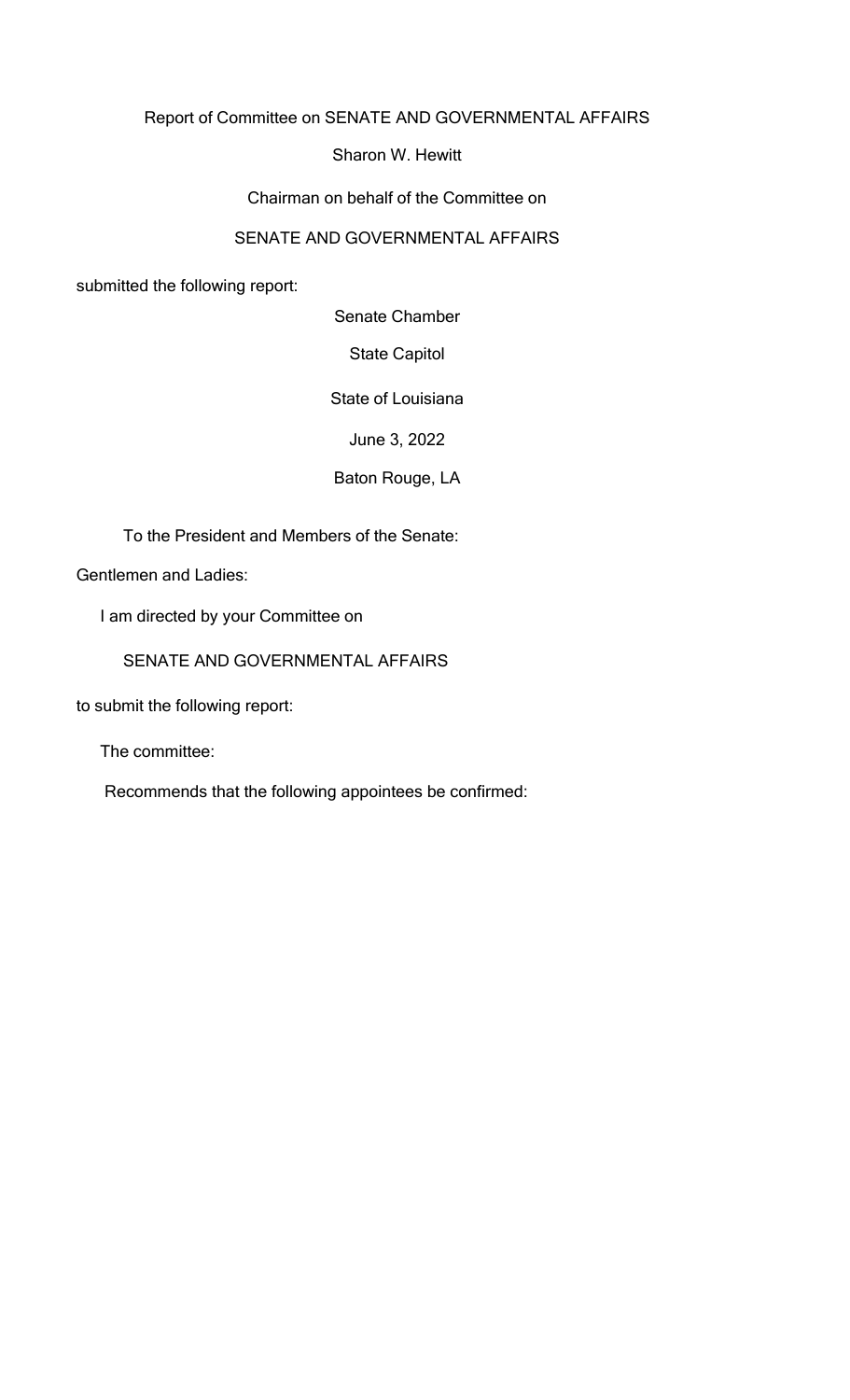Report of Committee on SENATE AND GOVERNMENTAL AFFAIRS

Sharon W. Hewitt

Chairman on behalf of the Committee on

SENATE AND GOVERNMENTAL AFFAIRS

submitted the following report:

Senate Chamber

State Capitol

State of Louisiana

June 3, 2022

Baton Rouge, LA

To the President and Members of the Senate:

Gentlemen and Ladies:

I am directed by your Committee on

SENATE AND GOVERNMENTAL AFFAIRS

to submit the following report:

The committee:

Recommends that the following appointees be confirmed: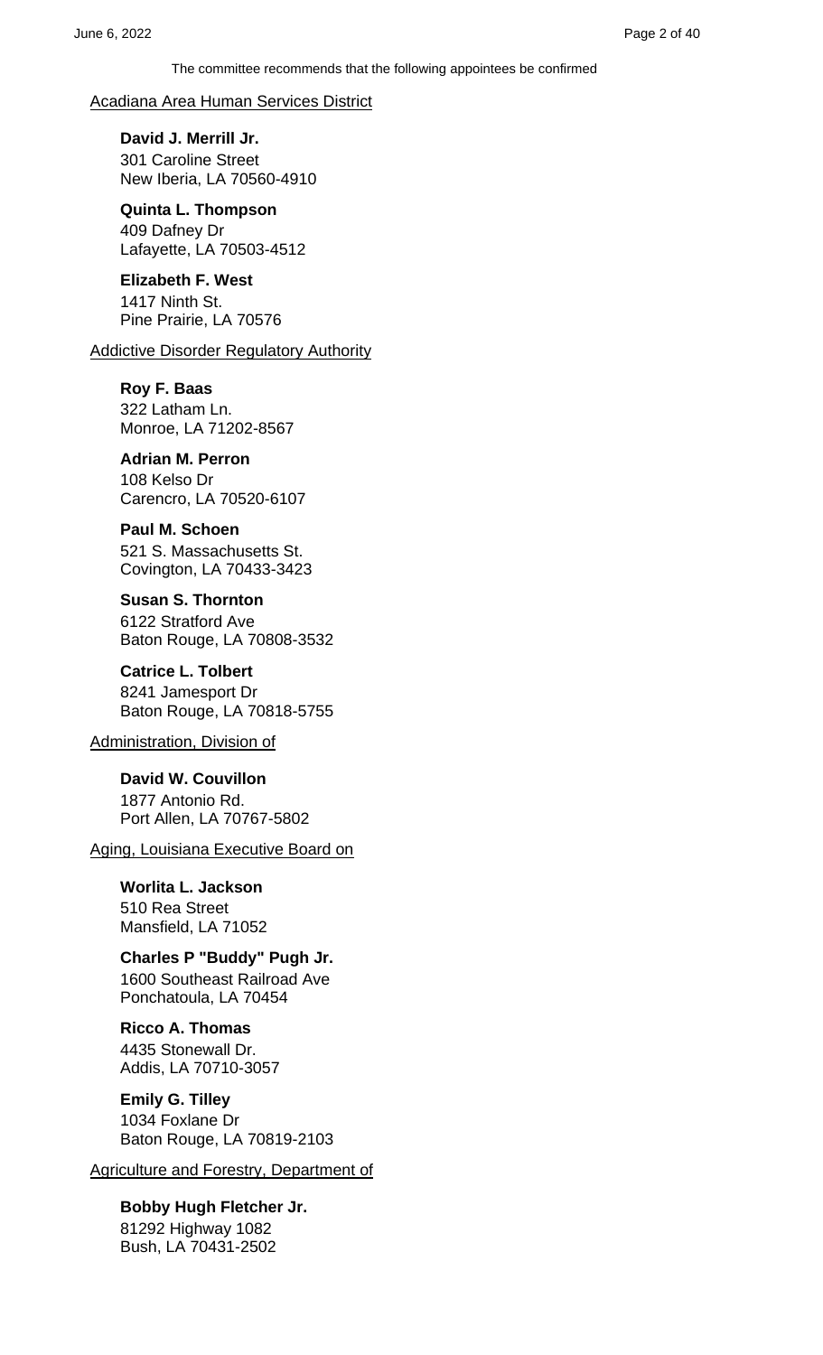The committee recommends that the following appointees be confirmed

Acadiana Area Human Services District

**David J. Merrill Jr.**
301 Caroline Street
New Iberia, LA 70560-4910

**Quinta L. Thompson**
409 Dafney Dr
Lafayette, LA 70503-4512

**Elizabeth F. West**
1417 Ninth St.
Pine Prairie, LA 70576

Addictive Disorder Regulatory Authority

**Roy F. Baas**
322 Latham Ln.
Monroe, LA 71202-8567

**Adrian M. Perron**
108 Kelso Dr
Carencro, LA 70520-6107

**Paul M. Schoen**
521 S. Massachusetts St.
Covington, LA 70433-3423

**Susan S. Thornton**
6122 Stratford Ave
Baton Rouge, LA 70808-3532

**Catrice L. Tolbert**
8241 Jamesport Dr
Baton Rouge, LA 70818-5755

Administration, Division of

**David W. Couvillon**
1877 Antonio Rd.
Port Allen, LA 70767-5802

Aging, Louisiana Executive Board on

**Worlita L. Jackson**
510 Rea Street
Mansfield, LA 71052

**Charles P "Buddy" Pugh Jr.**
1600 Southeast Railroad Ave
Ponchatoula, LA 70454

**Ricco A. Thomas**
4435 Stonewall Dr.
Addis, LA 70710-3057

**Emily G. Tilley**
1034 Foxlane Dr
Baton Rouge, LA 70819-2103

Agriculture and Forestry, Department of

**Bobby Hugh Fletcher Jr.**
81292 Highway 1082
Bush, LA 70431-2502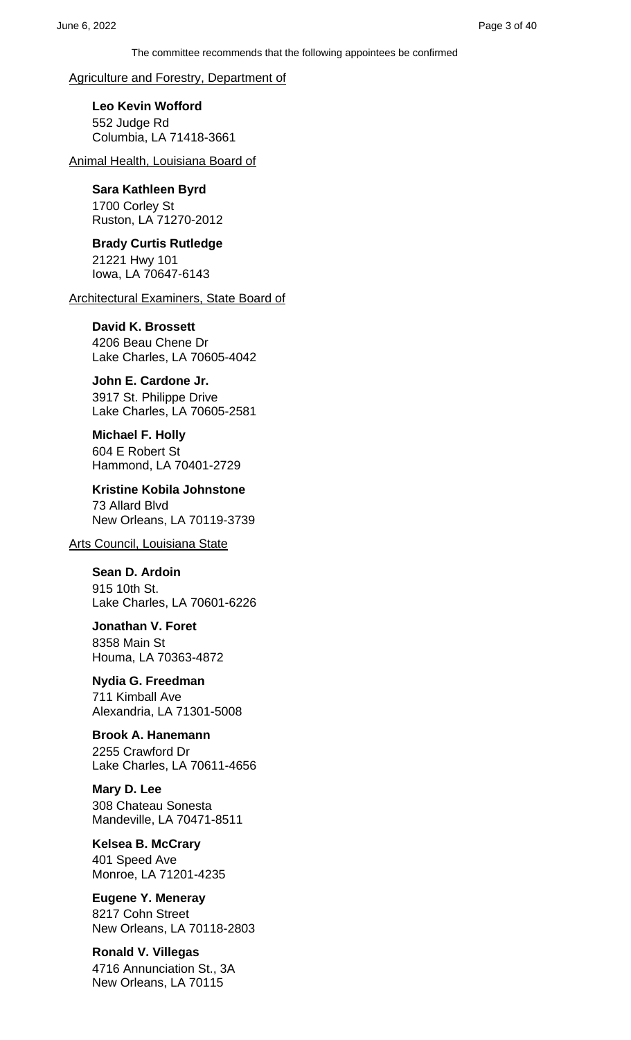The committee recommends that the following appointees be confirmed

Agriculture and Forestry, Department of

**Leo Kevin Wofford**
552 Judge Rd
Columbia, LA 71418-3661

Animal Health, Louisiana Board of

**Sara Kathleen Byrd**
1700 Corley St
Ruston, LA 71270-2012

**Brady Curtis Rutledge**
21221 Hwy 101
Iowa, LA 70647-6143

Architectural Examiners, State Board of

**David K. Brossett**
4206 Beau Chene Dr
Lake Charles, LA 70605-4042

**John E. Cardone Jr.**
3917 St. Philippe Drive
Lake Charles, LA 70605-2581

**Michael F. Holly**
604 E Robert St
Hammond, LA 70401-2729

**Kristine Kobila Johnstone**
73 Allard Blvd
New Orleans, LA 70119-3739

Arts Council, Louisiana State

**Sean D. Ardoin**
915 10th St.
Lake Charles, LA 70601-6226

**Jonathan V. Foret**
8358 Main St
Houma, LA 70363-4872

**Nydia G. Freedman**
711 Kimball Ave
Alexandria, LA 71301-5008

**Brook A. Hanemann**
2255 Crawford Dr
Lake Charles, LA 70611-4656

**Mary D. Lee**
308 Chateau Sonesta
Mandeville, LA 70471-8511

**Kelsea B. McCrary**
401 Speed Ave
Monroe, LA 71201-4235

**Eugene Y. Meneray**
8217 Cohn Street
New Orleans, LA 70118-2803

**Ronald V. Villegas**
4716 Annunciation St., 3A
New Orleans, LA 70115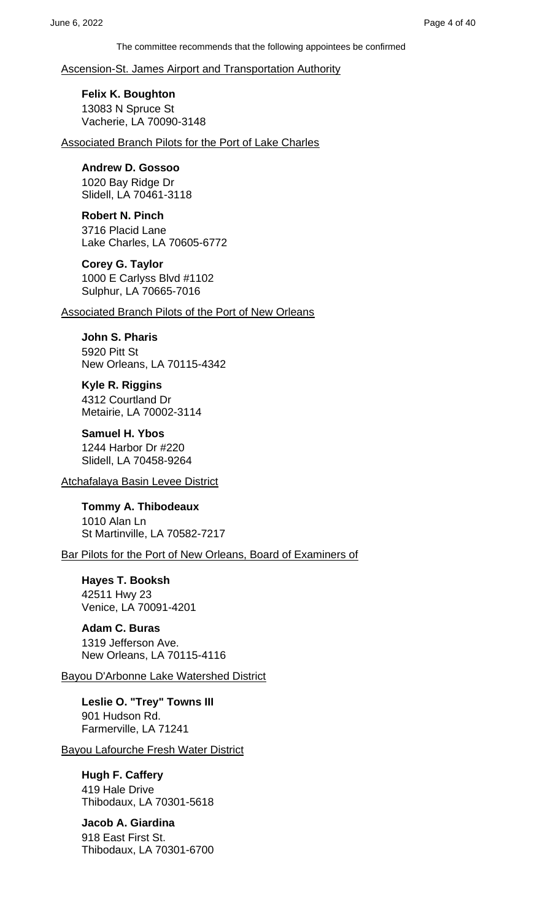The committee recommends that the following appointees be confirmed

Ascension-St. James Airport and Transportation Authority

**Felix K. Boughton**
13083 N Spruce St
Vacherie, LA 70090-3148

Associated Branch Pilots for the Port of Lake Charles

**Andrew D. Gossoo**
1020 Bay Ridge Dr
Slidell, LA 70461-3118

**Robert N. Pinch**
3716 Placid Lane
Lake Charles, LA 70605-6772

**Corey G. Taylor**
1000 E Carlyss Blvd #1102
Sulphur, LA 70665-7016

Associated Branch Pilots of the Port of New Orleans

**John S. Pharis**
5920 Pitt St
New Orleans, LA 70115-4342

**Kyle R. Riggins**
4312 Courtland Dr
Metairie, LA 70002-3114

**Samuel H. Ybos**
1244 Harbor Dr #220
Slidell, LA 70458-9264

Atchafalaya Basin Levee District

**Tommy A. Thibodeaux**
1010 Alan Ln
St Martinville, LA 70582-7217

Bar Pilots for the Port of New Orleans, Board of Examiners of

**Hayes T. Booksh**
42511 Hwy 23
Venice, LA 70091-4201

**Adam C. Buras**
1319 Jefferson Ave.
New Orleans, LA 70115-4116

Bayou D'Arbonne Lake Watershed District

**Leslie O. "Trey" Towns III**
901 Hudson Rd.
Farmerville, LA 71241

Bayou Lafourche Fresh Water District

**Hugh F. Caffery**
419 Hale Drive
Thibodaux, LA 70301-5618

**Jacob A. Giardina**
918 East First St.
Thibodaux, LA 70301-6700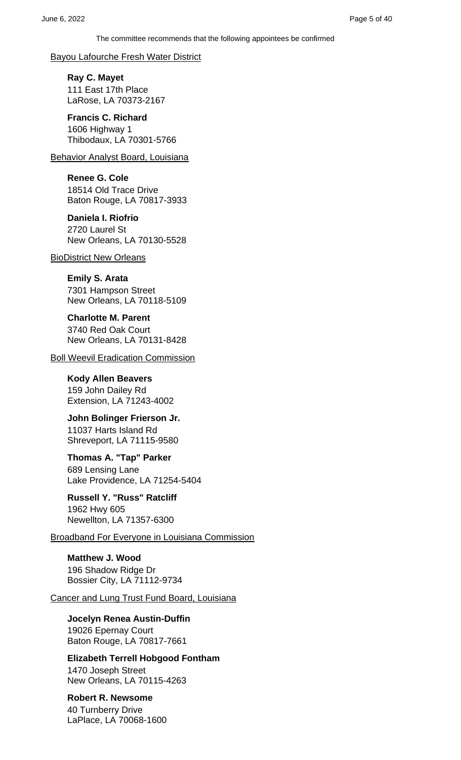The committee recommends that the following appointees be confirmed

Bayou Lafourche Fresh Water District

**Ray C. Mayet**
111 East 17th Place
LaRose, LA 70373-2167

**Francis C. Richard**
1606 Highway 1
Thibodaux, LA 70301-5766

Behavior Analyst Board, Louisiana

**Renee G. Cole**
18514 Old Trace Drive
Baton Rouge, LA 70817-3933

**Daniela I. Riofrio**
2720 Laurel St
New Orleans, LA 70130-5528

BioDistrict New Orleans

**Emily S. Arata**
7301 Hampson Street
New Orleans, LA 70118-5109

**Charlotte M. Parent**
3740 Red Oak Court
New Orleans, LA 70131-8428

Boll Weevil Eradication Commission

**Kody Allen Beavers**
159 John Dailey Rd
Extension, LA 71243-4002

**John Bolinger Frierson Jr.**
11037 Harts Island Rd
Shreveport, LA 71115-9580

**Thomas A. "Tap" Parker**
689 Lensing Lane
Lake Providence, LA 71254-5404

**Russell Y. "Russ" Ratcliff**
1962 Hwy 605
Newellton, LA 71357-6300

Broadband For Everyone in Louisiana Commission

**Matthew J. Wood**
196 Shadow Ridge Dr
Bossier City, LA 71112-9734

Cancer and Lung Trust Fund Board, Louisiana

**Jocelyn Renea Austin-Duffin**
19026 Epernay Court
Baton Rouge, LA 70817-7661

**Elizabeth Terrell Hobgood Fontham**
1470 Joseph Street
New Orleans, LA 70115-4263

**Robert R. Newsome**
40 Turnberry Drive
LaPlace, LA 70068-1600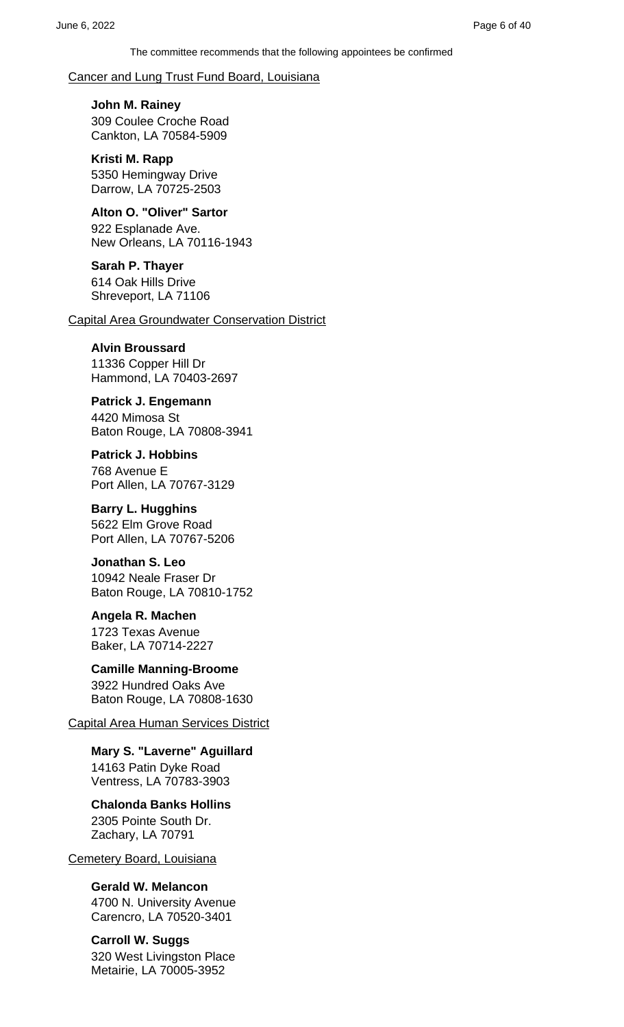The committee recommends that the following appointees be confirmed

Cancer and Lung Trust Fund Board, Louisiana

**John M. Rainey**
309 Coulee Croche Road
Cankton, LA 70584-5909

**Kristi M. Rapp**
5350 Hemingway Drive
Darrow, LA 70725-2503

**Alton O. "Oliver" Sartor**
922 Esplanade Ave.
New Orleans, LA 70116-1943

**Sarah P. Thayer**
614 Oak Hills Drive
Shreveport, LA 71106

Capital Area Groundwater Conservation District

**Alvin Broussard**
11336 Copper Hill Dr
Hammond, LA 70403-2697

**Patrick J. Engemann**
4420 Mimosa St
Baton Rouge, LA 70808-3941

**Patrick J. Hobbins**
768 Avenue E
Port Allen, LA 70767-3129

**Barry L. Hugghins**
5622 Elm Grove Road
Port Allen, LA 70767-5206

**Jonathan S. Leo**
10942 Neale Fraser Dr
Baton Rouge, LA 70810-1752

**Angela R. Machen**
1723 Texas Avenue
Baker, LA 70714-2227

**Camille Manning-Broome**
3922 Hundred Oaks Ave
Baton Rouge, LA 70808-1630

Capital Area Human Services District

**Mary S. "Laverne" Aguillard**
14163 Patin Dyke Road
Ventress, LA 70783-3903

**Chalonda Banks Hollins**
2305 Pointe South Dr.
Zachary, LA 70791

Cemetery Board, Louisiana

**Gerald W. Melancon**
4700 N. University Avenue
Carencro, LA 70520-3401

**Carroll W. Suggs**
320 West Livingston Place
Metairie, LA 70005-3952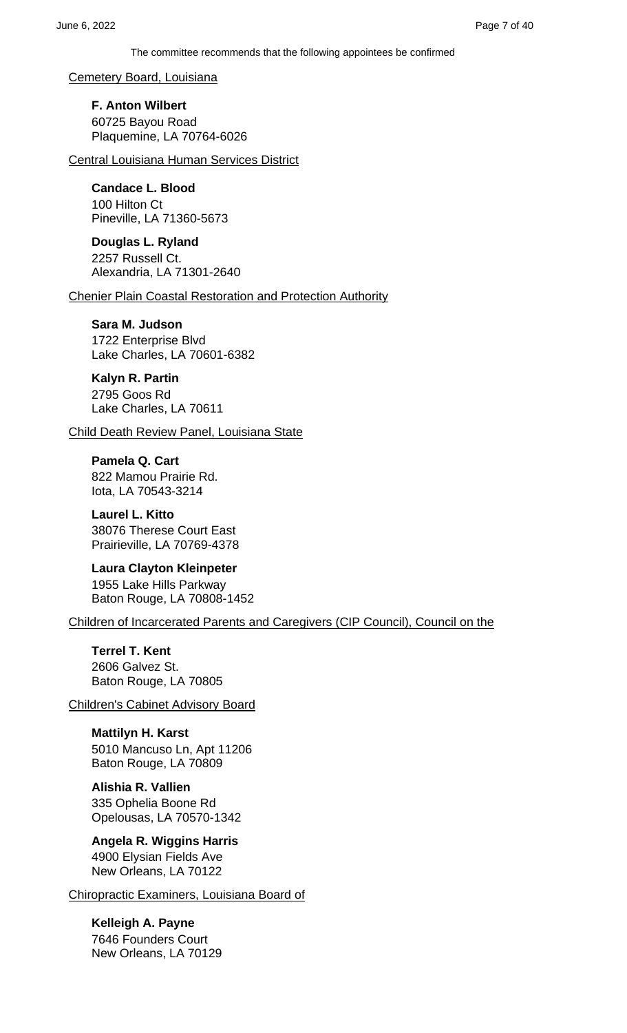The committee recommends that the following appointees be confirmed

Cemetery Board, Louisiana

**F. Anton Wilbert**
60725 Bayou Road
Plaquemine, LA 70764-6026

Central Louisiana Human Services District

**Candace L. Blood**
100 Hilton Ct
Pineville, LA 71360-5673

**Douglas L. Ryland**
2257 Russell Ct.
Alexandria, LA 71301-2640

Chenier Plain Coastal Restoration and Protection Authority

**Sara M. Judson**
1722 Enterprise Blvd
Lake Charles, LA 70601-6382

**Kalyn R. Partin**
2795 Goos Rd
Lake Charles, LA 70611

Child Death Review Panel, Louisiana State

**Pamela Q. Cart**
822 Mamou Prairie Rd.
Iota, LA 70543-3214

**Laurel L. Kitto**
38076 Therese Court East
Prairieville, LA 70769-4378

**Laura Clayton Kleinpeter**
1955 Lake Hills Parkway
Baton Rouge, LA 70808-1452

Children of Incarcerated Parents and Caregivers (CIP Council), Council on the

**Terrel T. Kent**
2606 Galvez St.
Baton Rouge, LA 70805

Children's Cabinet Advisory Board

**Mattilyn H. Karst**
5010 Mancuso Ln, Apt 11206
Baton Rouge, LA 70809

**Alishia R. Vallien**
335 Ophelia Boone Rd
Opelousas, LA 70570-1342

**Angela R. Wiggins Harris**
4900 Elysian Fields Ave
New Orleans, LA 70122

Chiropractic Examiners, Louisiana Board of

**Kelleigh A. Payne**
7646 Founders Court
New Orleans, LA 70129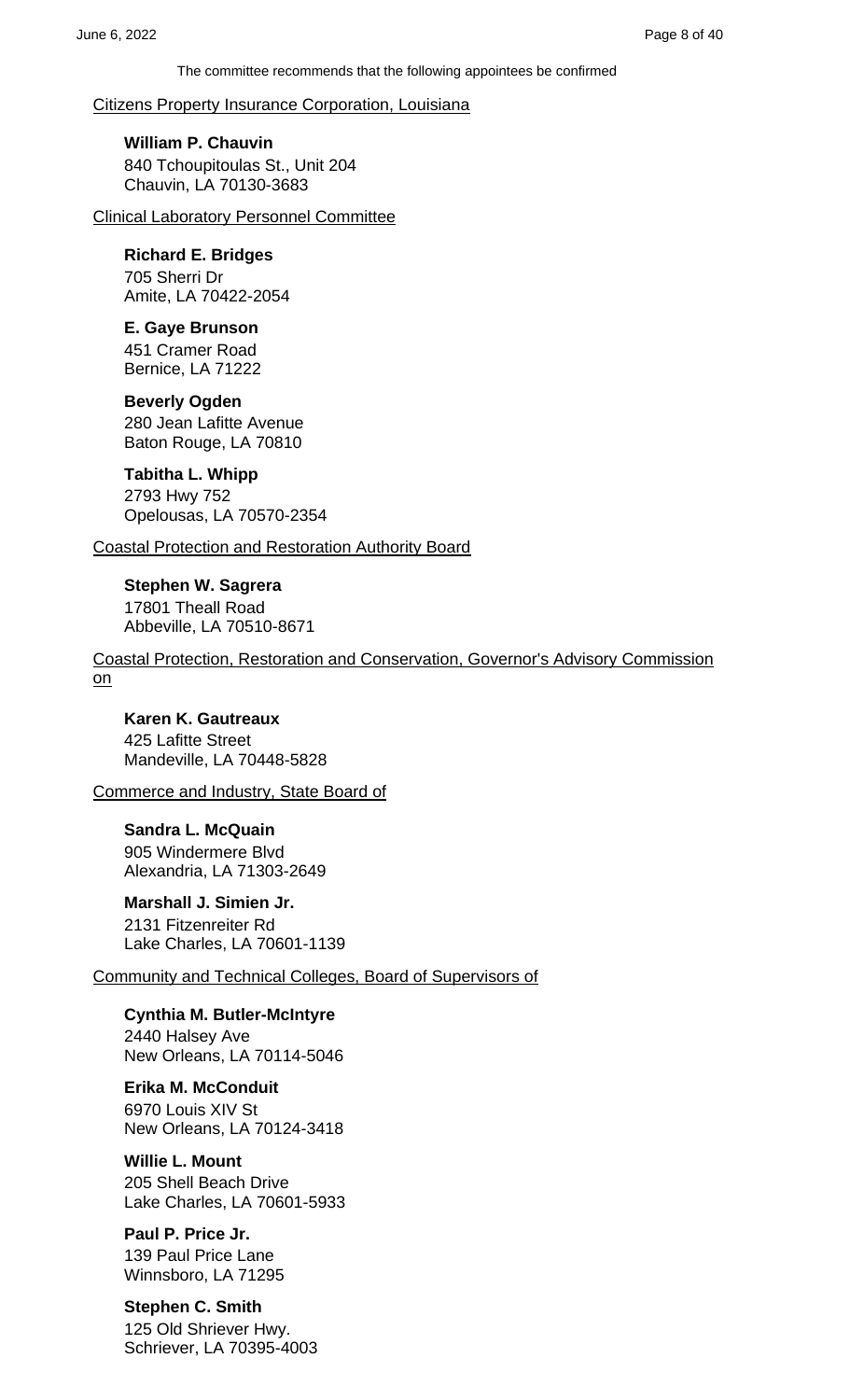The committee recommends that the following appointees be confirmed

Citizens Property Insurance Corporation, Louisiana

**William P. Chauvin**
840 Tchoupitoulas St., Unit 204
Chauvin, LA 70130-3683

Clinical Laboratory Personnel Committee

**Richard E. Bridges**
705 Sherri Dr
Amite, LA 70422-2054

**E. Gaye Brunson**
451 Cramer Road
Bernice, LA 71222

**Beverly Ogden**
280 Jean Lafitte Avenue
Baton Rouge, LA 70810

**Tabitha L. Whipp**
2793 Hwy 752
Opelousas, LA 70570-2354

Coastal Protection and Restoration Authority Board

**Stephen W. Sagrera**
17801 Theall Road
Abbeville, LA 70510-8671

Coastal Protection, Restoration and Conservation, Governor's Advisory Commission on

**Karen K. Gautreaux**
425 Lafitte Street
Mandeville, LA 70448-5828

Commerce and Industry, State Board of

**Sandra L. McQuain**
905 Windermere Blvd
Alexandria, LA 71303-2649

**Marshall J. Simien Jr.**
2131 Fitzenreiter Rd
Lake Charles, LA 70601-1139

Community and Technical Colleges, Board of Supervisors of

**Cynthia M. Butler-McIntyre**
2440 Halsey Ave
New Orleans, LA 70114-5046

**Erika M. McConduit**
6970 Louis XIV St
New Orleans, LA 70124-3418

**Willie L. Mount**
205 Shell Beach Drive
Lake Charles, LA 70601-5933

**Paul P. Price Jr.**
139 Paul Price Lane
Winnsboro, LA 71295

**Stephen C. Smith**
125 Old Shriever Hwy.
Schriever, LA 70395-4003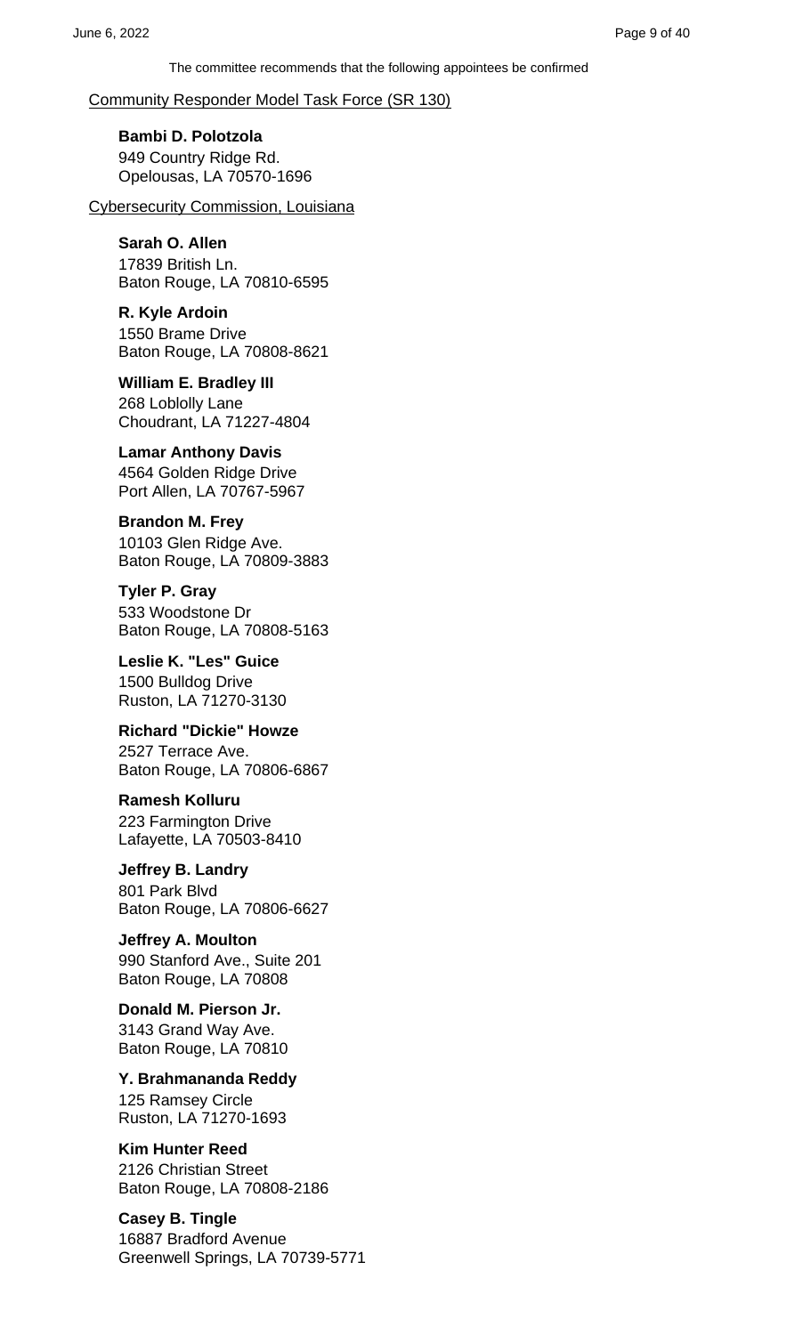The committee recommends that the following appointees be confirmed

Community Responder Model Task Force (SR 130)

**Bambi D. Polotzola**
949 Country Ridge Rd.
Opelousas, LA 70570-1696

Cybersecurity Commission, Louisiana

**Sarah O. Allen**
17839 British Ln.
Baton Rouge, LA 70810-6595

**R. Kyle Ardoin**
1550 Brame Drive
Baton Rouge, LA 70808-8621

**William E. Bradley III**
268 Loblolly Lane
Choudrant, LA 71227-4804

**Lamar Anthony Davis**
4564 Golden Ridge Drive
Port Allen, LA 70767-5967

**Brandon M. Frey**
10103 Glen Ridge Ave.
Baton Rouge, LA 70809-3883

**Tyler P. Gray**
533 Woodstone Dr
Baton Rouge, LA 70808-5163

**Leslie K. "Les" Guice**
1500 Bulldog Drive
Ruston, LA 71270-3130

**Richard "Dickie" Howze**
2527 Terrace Ave.
Baton Rouge, LA 70806-6867

**Ramesh Kolluru**
223 Farmington Drive
Lafayette, LA 70503-8410

**Jeffrey B. Landry**
801 Park Blvd
Baton Rouge, LA 70806-6627

**Jeffrey A. Moulton**
990 Stanford Ave., Suite 201
Baton Rouge, LA 70808

**Donald M. Pierson Jr.**
3143 Grand Way Ave.
Baton Rouge, LA 70810

**Y. Brahmananda Reddy**
125 Ramsey Circle
Ruston, LA 71270-1693

**Kim Hunter Reed**
2126 Christian Street
Baton Rouge, LA 70808-2186

**Casey B. Tingle**
16887 Bradford Avenue
Greenwell Springs, LA 70739-5771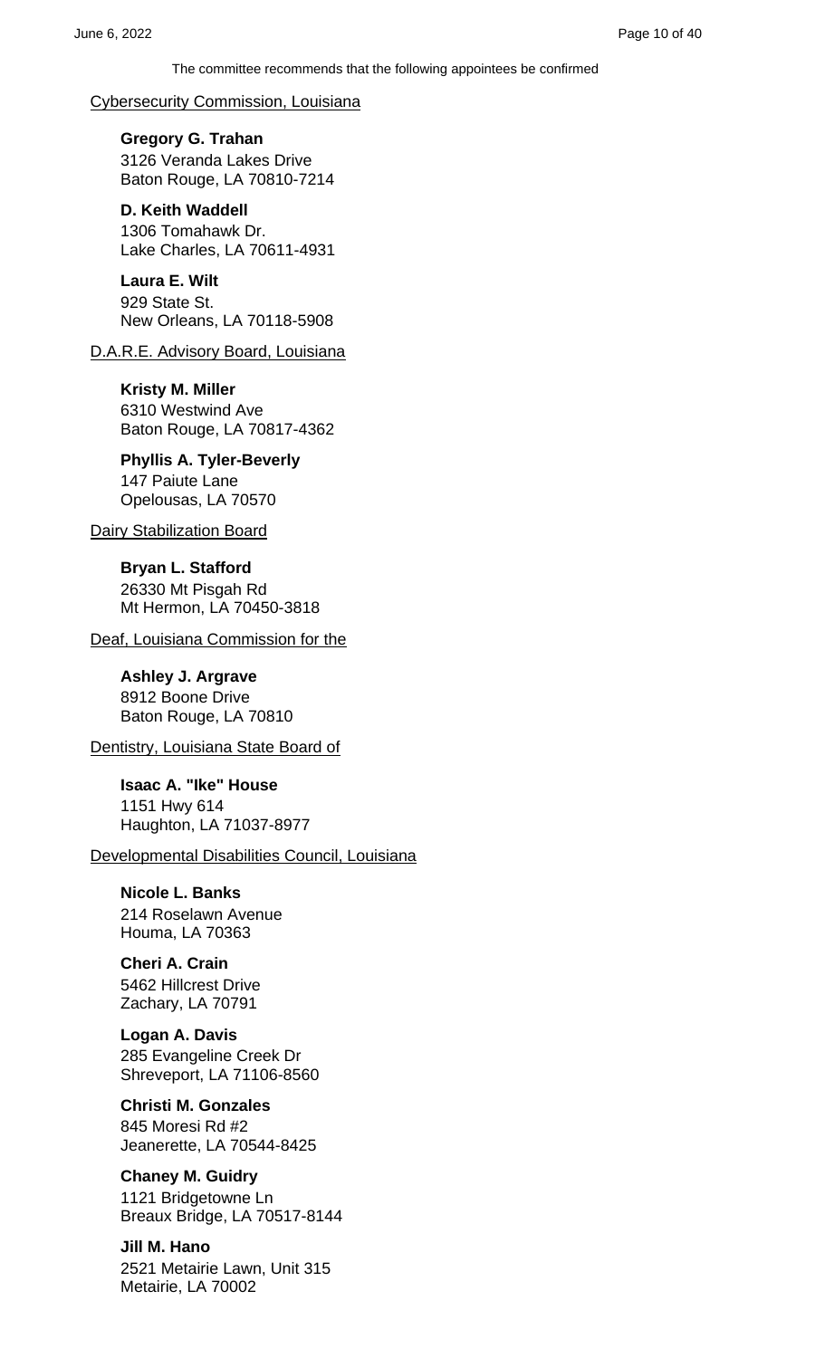The committee recommends that the following appointees be confirmed

Cybersecurity Commission, Louisiana

**Gregory G. Trahan**
3126 Veranda Lakes Drive
Baton Rouge, LA 70810-7214

**D. Keith Waddell**
1306 Tomahawk Dr.
Lake Charles, LA 70611-4931

**Laura E. Wilt**
929 State St.
New Orleans, LA 70118-5908

D.A.R.E. Advisory Board, Louisiana

**Kristy M. Miller**
6310 Westwind Ave
Baton Rouge, LA 70817-4362

**Phyllis A. Tyler-Beverly**
147 Paiute Lane
Opelousas, LA 70570

Dairy Stabilization Board

**Bryan L. Stafford**
26330 Mt Pisgah Rd
Mt Hermon, LA 70450-3818

Deaf, Louisiana Commission for the

**Ashley J. Argrave**
8912 Boone Drive
Baton Rouge, LA 70810

Dentistry, Louisiana State Board of

**Isaac A. "Ike" House**
1151 Hwy 614
Haughton, LA 71037-8977

Developmental Disabilities Council, Louisiana

**Nicole L. Banks**
214 Roselawn Avenue
Houma, LA 70363

**Cheri A. Crain**
5462 Hillcrest Drive
Zachary, LA 70791

**Logan A. Davis**
285 Evangeline Creek Dr
Shreveport, LA 71106-8560

**Christi M. Gonzales**
845 Moresi Rd #2
Jeanerette, LA 70544-8425

**Chaney M. Guidry**
1121 Bridgetowne Ln
Breaux Bridge, LA 70517-8144

**Jill M. Hano**
2521 Metairie Lawn, Unit 315
Metairie, LA 70002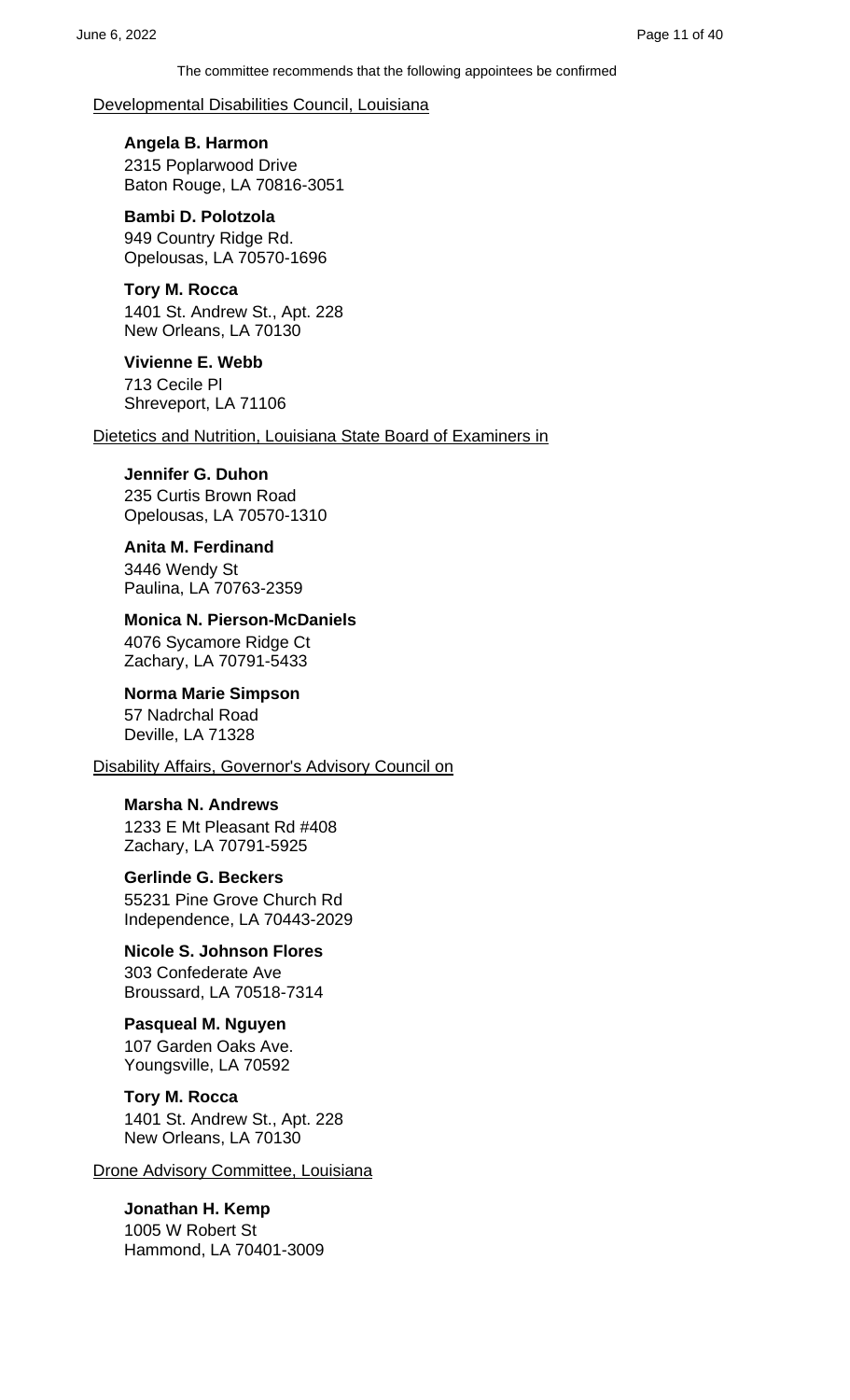The committee recommends that the following appointees be confirmed

<u>Developmental Disabilities Council, Louisiana</u>

**Angela B. Harmon**
2315 Poplarwood Drive
Baton Rouge, LA 70816-3051

**Bambi D. Polotzola**
949 Country Ridge Rd.
Opelousas, LA 70570-1696

**Tory M. Rocca**
1401 St. Andrew St., Apt. 228
New Orleans, LA 70130

**Vivienne E. Webb**
713 Cecile Pl
Shreveport, LA 71106

<u>Dietetics and Nutrition, Louisiana State Board of Examiners in</u>

**Jennifer G. Duhon**
235 Curtis Brown Road
Opelousas, LA 70570-1310

**Anita M. Ferdinand**
3446 Wendy St
Paulina, LA 70763-2359

**Monica N. Pierson-McDaniels**
4076 Sycamore Ridge Ct
Zachary, LA 70791-5433

**Norma Marie Simpson**
57 Nadrchal Road
Deville, LA 71328

<u>Disability Affairs, Governor's Advisory Council on</u>

**Marsha N. Andrews**
1233 E Mt Pleasant Rd #408
Zachary, LA 70791-5925

**Gerlinde G. Beckers**
55231 Pine Grove Church Rd
Independence, LA 70443-2029

**Nicole S. Johnson Flores**
303 Confederate Ave
Broussard, LA 70518-7314

**Pasqueal M. Nguyen**
107 Garden Oaks Ave.
Youngsville, LA 70592

**Tory M. Rocca**
1401 St. Andrew St., Apt. 228
New Orleans, LA 70130

<u>Drone Advisory Committee, Louisiana</u>

**Jonathan H. Kemp**
1005 W Robert St
Hammond, LA 70401-3009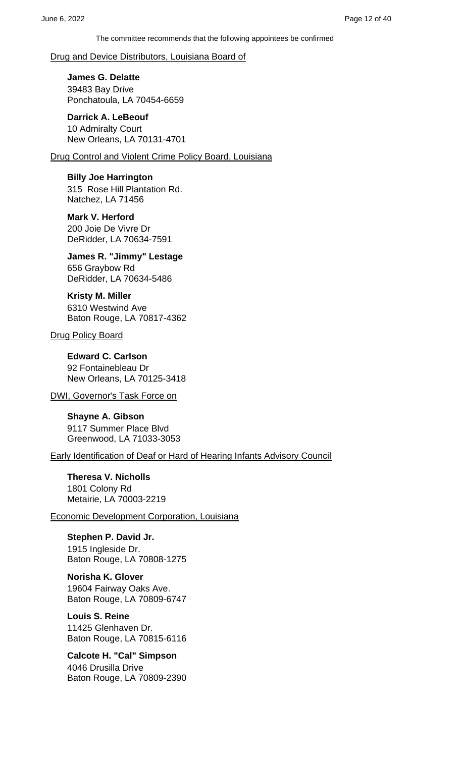The committee recommends that the following appointees be confirmed

Drug and Device Distributors, Louisiana Board of

**James G. Delatte**
39483 Bay Drive
Ponchatoula, LA 70454-6659

**Darrick A. LeBeouf**
10 Admiralty Court
New Orleans, LA 70131-4701

Drug Control and Violent Crime Policy Board, Louisiana

**Billy Joe Harrington**
315 Rose Hill Plantation Rd.
Natchez, LA 71456

**Mark V. Herford**
200 Joie De Vivre Dr
DeRidder, LA 70634-7591

**James R. "Jimmy" Lestage**
656 Graybow Rd
DeRidder, LA 70634-5486

**Kristy M. Miller**
6310 Westwind Ave
Baton Rouge, LA 70817-4362

Drug Policy Board

**Edward C. Carlson**
92 Fontainebleau Dr
New Orleans, LA 70125-3418

DWI, Governor's Task Force on

**Shayne A. Gibson**
9117 Summer Place Blvd
Greenwood, LA 71033-3053

Early Identification of Deaf or Hard of Hearing Infants Advisory Council

**Theresa V. Nicholls**
1801 Colony Rd
Metairie, LA 70003-2219

Economic Development Corporation, Louisiana

**Stephen P. David Jr.**
1915 Ingleside Dr.
Baton Rouge, LA 70808-1275

**Norisha K. Glover**
19604 Fairway Oaks Ave.
Baton Rouge, LA 70809-6747

**Louis S. Reine**
11425 Glenhaven Dr.
Baton Rouge, LA 70815-6116

**Calcote H. "Cal" Simpson**
4046 Drusilla Drive
Baton Rouge, LA 70809-2390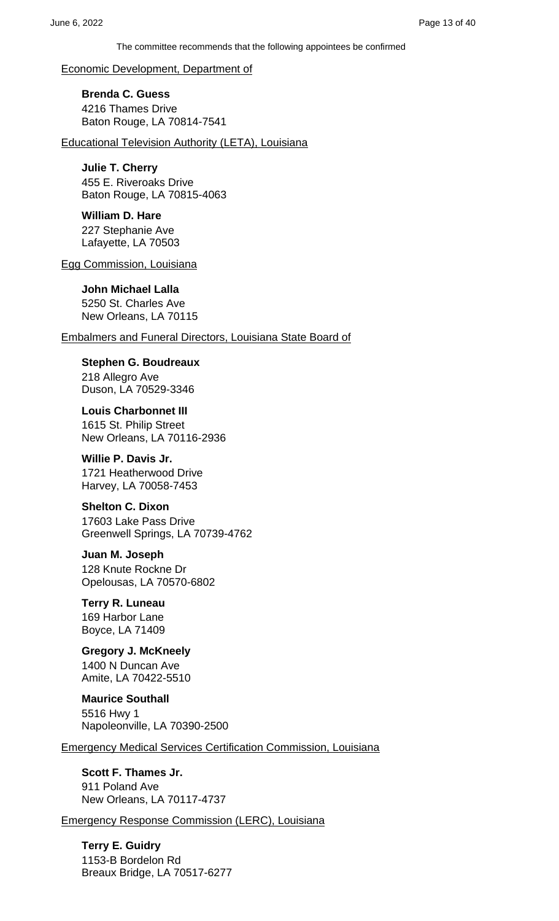The committee recommends that the following appointees be confirmed

Economic Development, Department of

**Brenda C. Guess**
4216 Thames Drive
Baton Rouge, LA 70814-7541

Educational Television Authority (LETA), Louisiana

**Julie T. Cherry**
455 E. Riveroaks Drive
Baton Rouge, LA 70815-4063

**William D. Hare**
227 Stephanie Ave
Lafayette, LA 70503

Egg Commission, Louisiana

**John Michael Lalla**
5250 St. Charles Ave
New Orleans, LA 70115

Embalmers and Funeral Directors, Louisiana State Board of

**Stephen G. Boudreaux**
218 Allegro Ave
Duson, LA 70529-3346

**Louis Charbonnet III**
1615 St. Philip Street
New Orleans, LA 70116-2936

**Willie P. Davis Jr.**
1721 Heatherwood Drive
Harvey, LA 70058-7453

**Shelton C. Dixon**
17603 Lake Pass Drive
Greenwell Springs, LA 70739-4762

**Juan M. Joseph**
128 Knute Rockne Dr
Opelousas, LA 70570-6802

**Terry R. Luneau**
169 Harbor Lane
Boyce, LA 71409

**Gregory J. McKneely**
1400 N Duncan Ave
Amite, LA 70422-5510

**Maurice Southall**
5516 Hwy 1
Napoleonville, LA 70390-2500

Emergency Medical Services Certification Commission, Louisiana

**Scott F. Thames Jr.**
911 Poland Ave
New Orleans, LA 70117-4737

Emergency Response Commission (LERC), Louisiana

**Terry E. Guidry**
1153-B Bordelon Rd
Breaux Bridge, LA 70517-6277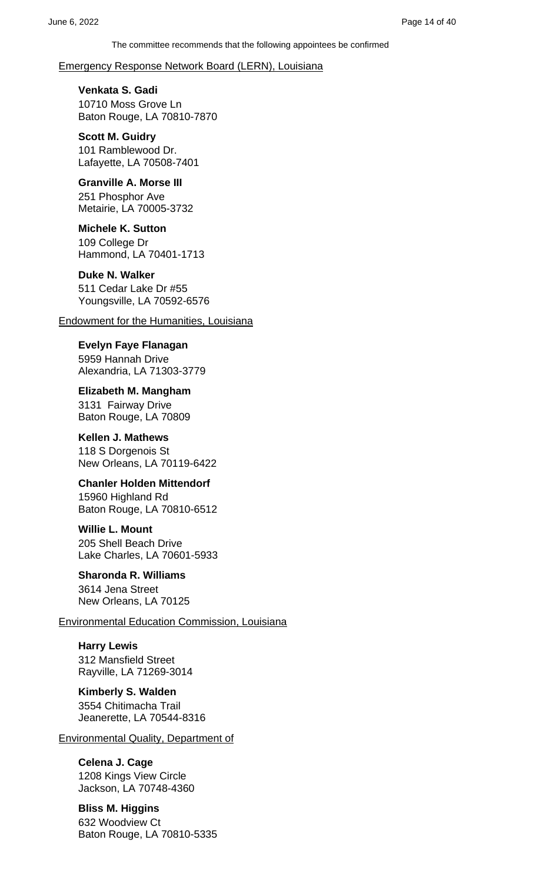The committee recommends that the following appointees be confirmed

Emergency Response Network Board (LERN), Louisiana

**Venkata S. Gadi**
10710 Moss Grove Ln
Baton Rouge, LA 70810-7870

**Scott M. Guidry**
101 Ramblewood Dr.
Lafayette, LA 70508-7401

**Granville A. Morse III**
251 Phosphor Ave
Metairie, LA 70005-3732

**Michele K. Sutton**
109 College Dr
Hammond, LA 70401-1713

**Duke N. Walker**
511 Cedar Lake Dr #55
Youngsville, LA 70592-6576

Endowment for the Humanities, Louisiana

**Evelyn Faye Flanagan**
5959 Hannah Drive
Alexandria, LA 71303-3779

**Elizabeth M. Mangham**
3131 Fairway Drive
Baton Rouge, LA 70809

**Kellen J. Mathews**
118 S Dorgenois St
New Orleans, LA 70119-6422

**Chanler Holden Mittendorf**
15960 Highland Rd
Baton Rouge, LA 70810-6512

**Willie L. Mount**
205 Shell Beach Drive
Lake Charles, LA 70601-5933

**Sharonda R. Williams**
3614 Jena Street
New Orleans, LA 70125

Environmental Education Commission, Louisiana

**Harry Lewis**
312 Mansfield Street
Rayville, LA 71269-3014

**Kimberly S. Walden**
3554 Chitimacha Trail
Jeanerette, LA 70544-8316

Environmental Quality, Department of

**Celena J. Cage**
1208 Kings View Circle
Jackson, LA 70748-4360

**Bliss M. Higgins**
632 Woodview Ct
Baton Rouge, LA 70810-5335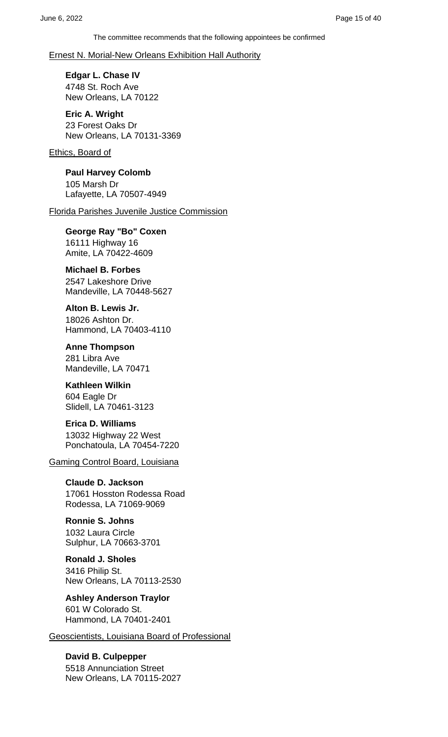The committee recommends that the following appointees be confirmed

Ernest N. Morial-New Orleans Exhibition Hall Authority

**Edgar L. Chase IV**
4748 St. Roch Ave
New Orleans, LA 70122

**Eric A. Wright**
23 Forest Oaks Dr
New Orleans, LA 70131-3369

Ethics, Board of

**Paul Harvey Colomb**
105 Marsh Dr
Lafayette, LA 70507-4949

Florida Parishes Juvenile Justice Commission

**George Ray "Bo" Coxen**
16111 Highway 16
Amite, LA 70422-4609

**Michael B. Forbes**
2547 Lakeshore Drive
Mandeville, LA 70448-5627

**Alton B. Lewis Jr.**
18026 Ashton Dr.
Hammond, LA 70403-4110

**Anne Thompson**
281 Libra Ave
Mandeville, LA 70471

**Kathleen Wilkin**
604 Eagle Dr
Slidell, LA 70461-3123

**Erica D. Williams**
13032 Highway 22 West
Ponchatoula, LA 70454-7220

Gaming Control Board, Louisiana

**Claude D. Jackson**
17061 Hosston Rodessa Road
Rodessa, LA 71069-9069

**Ronnie S. Johns**
1032 Laura Circle
Sulphur, LA 70663-3701

**Ronald J. Sholes**
3416 Philip St.
New Orleans, LA 70113-2530

**Ashley Anderson Traylor**
601 W Colorado St.
Hammond, LA 70401-2401

Geoscientists, Louisiana Board of Professional

**David B. Culpepper**
5518 Annunciation Street
New Orleans, LA 70115-2027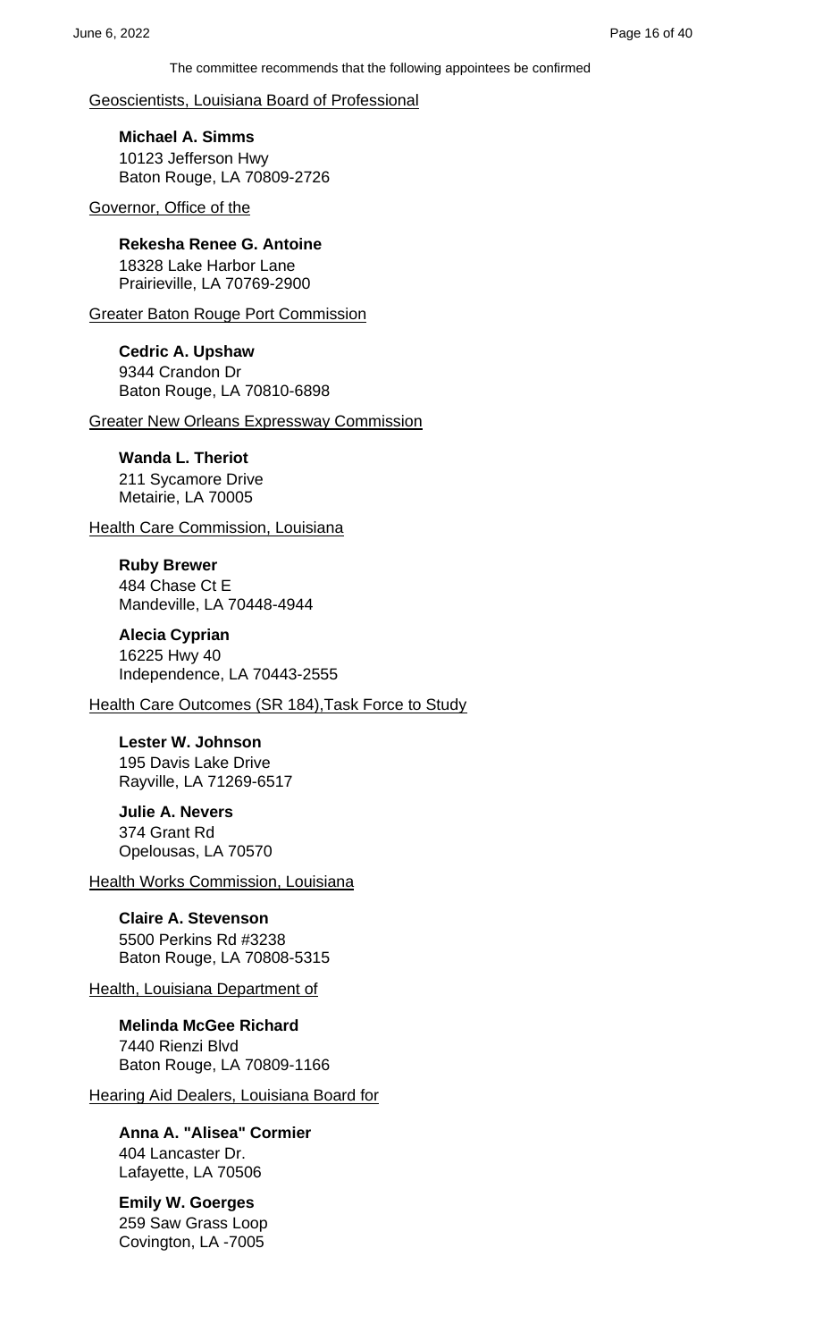The committee recommends that the following appointees be confirmed

Geoscientists, Louisiana Board of Professional

**Michael A. Simms**
10123 Jefferson Hwy
Baton Rouge, LA 70809-2726

Governor, Office of the

**Rekesha Renee G. Antoine**
18328 Lake Harbor Lane
Prairieville, LA 70769-2900

Greater Baton Rouge Port Commission

**Cedric A. Upshaw**
9344 Crandon Dr
Baton Rouge, LA 70810-6898

Greater New Orleans Expressway Commission

**Wanda L. Theriot**
211 Sycamore Drive
Metairie, LA 70005

Health Care Commission, Louisiana

**Ruby Brewer**
484 Chase Ct E
Mandeville, LA 70448-4944

**Alecia Cyprian**
16225 Hwy 40
Independence, LA 70443-2555

Health Care Outcomes (SR 184),Task Force to Study

**Lester W. Johnson**
195 Davis Lake Drive
Rayville, LA 71269-6517

**Julie A. Nevers**
374 Grant Rd
Opelousas, LA 70570

Health Works Commission, Louisiana

**Claire A. Stevenson**
5500 Perkins Rd #3238
Baton Rouge, LA 70808-5315

Health, Louisiana Department of

**Melinda McGee Richard**
7440 Rienzi Blvd
Baton Rouge, LA 70809-1166

Hearing Aid Dealers, Louisiana Board for

**Anna A. "Alisea" Cormier**
404 Lancaster Dr.
Lafayette, LA 70506

**Emily W. Goerges**
259 Saw Grass Loop
Covington, LA -7005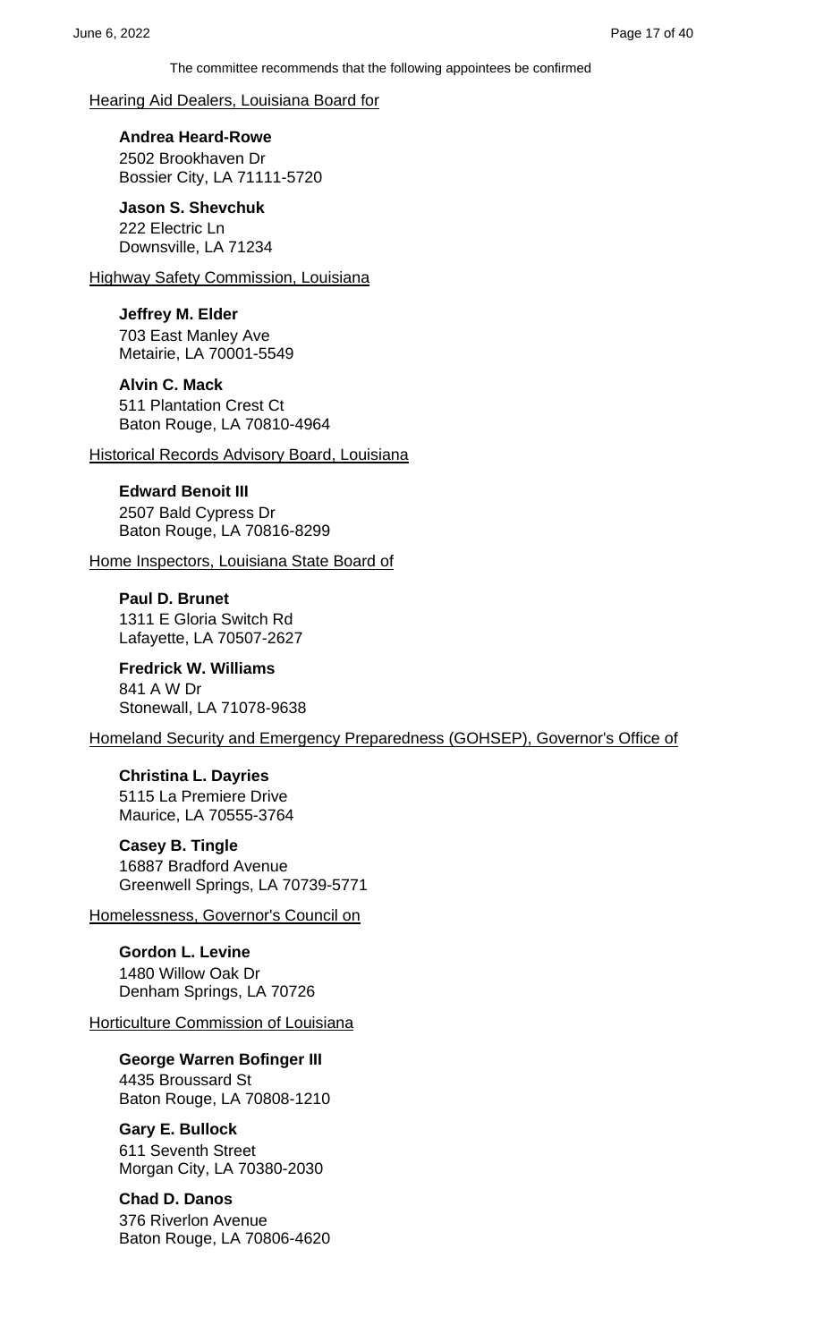The committee recommends that the following appointees be confirmed

Hearing Aid Dealers, Louisiana Board for

**Andrea Heard-Rowe**
2502 Brookhaven Dr
Bossier City, LA 71111-5720

**Jason S. Shevchuk**
222 Electric Ln
Downsville, LA 71234

Highway Safety Commission, Louisiana

**Jeffrey M. Elder**
703 East Manley Ave
Metairie, LA 70001-5549

**Alvin C. Mack**
511 Plantation Crest Ct
Baton Rouge, LA 70810-4964

Historical Records Advisory Board, Louisiana

**Edward Benoit III**
2507 Bald Cypress Dr
Baton Rouge, LA 70816-8299

Home Inspectors, Louisiana State Board of

**Paul D. Brunet**
1311 E Gloria Switch Rd
Lafayette, LA 70507-2627

**Fredrick W. Williams**
841 A W Dr
Stonewall, LA 71078-9638

Homeland Security and Emergency Preparedness (GOHSEP), Governor's Office of

**Christina L. Dayries**
5115 La Premiere Drive
Maurice, LA 70555-3764

**Casey B. Tingle**
16887 Bradford Avenue
Greenwell Springs, LA 70739-5771

Homelessness, Governor's Council on

**Gordon L. Levine**
1480 Willow Oak Dr
Denham Springs, LA 70726

Horticulture Commission of Louisiana

**George Warren Bofinger III**
4435 Broussard St
Baton Rouge, LA 70808-1210

**Gary E. Bullock**
611 Seventh Street
Morgan City, LA 70380-2030

**Chad D. Danos**
376 Riverlon Avenue
Baton Rouge, LA 70806-4620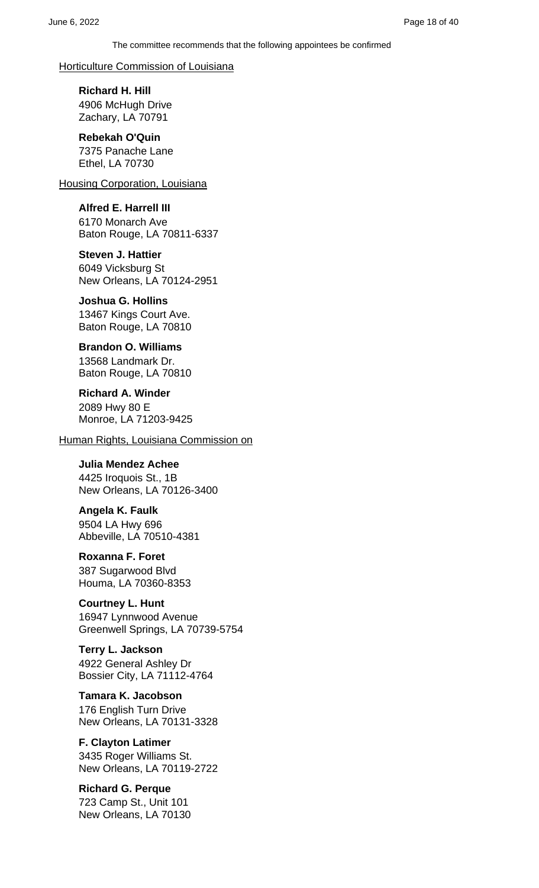The committee recommends that the following appointees be confirmed

Horticulture Commission of Louisiana

**Richard H. Hill**
4906 McHugh Drive
Zachary, LA 70791

**Rebekah O'Quin**
7375 Panache Lane
Ethel, LA 70730

Housing Corporation, Louisiana

**Alfred E. Harrell III**
6170 Monarch Ave
Baton Rouge, LA 70811-6337

**Steven J. Hattier**
6049 Vicksburg St
New Orleans, LA 70124-2951

**Joshua G. Hollins**
13467 Kings Court Ave.
Baton Rouge, LA 70810

**Brandon O. Williams**
13568 Landmark Dr.
Baton Rouge, LA 70810

**Richard A. Winder**
2089 Hwy 80 E
Monroe, LA 71203-9425

Human Rights, Louisiana Commission on

**Julia Mendez Achee**
4425 Iroquois St., 1B
New Orleans, LA 70126-3400

**Angela K. Faulk**
9504 LA Hwy 696
Abbeville, LA 70510-4381

**Roxanna F. Foret**
387 Sugarwood Blvd
Houma, LA 70360-8353

**Courtney L. Hunt**
16947 Lynnwood Avenue
Greenwell Springs, LA 70739-5754

**Terry L. Jackson**
4922 General Ashley Dr
Bossier City, LA 71112-4764

**Tamara K. Jacobson**
176 English Turn Drive
New Orleans, LA 70131-3328

**F. Clayton Latimer**
3435 Roger Williams St.
New Orleans, LA 70119-2722

**Richard G. Perque**
723 Camp St., Unit 101
New Orleans, LA 70130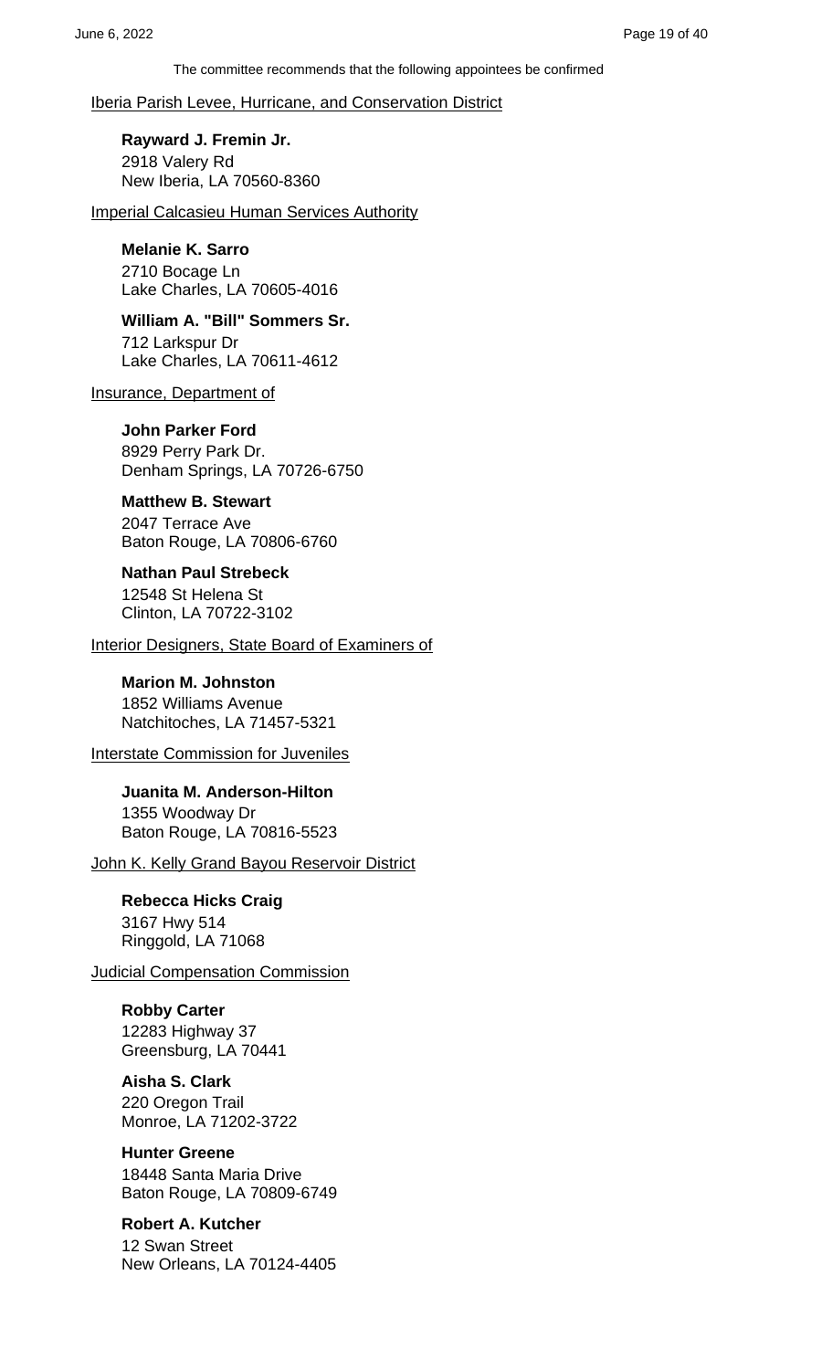The committee recommends that the following appointees be confirmed

Iberia Parish Levee, Hurricane, and Conservation District

**Rayward J. Fremin Jr.**
2918 Valery Rd
New Iberia, LA 70560-8360

Imperial Calcasieu Human Services Authority

**Melanie K. Sarro**
2710 Bocage Ln
Lake Charles, LA 70605-4016

**William A. "Bill" Sommers Sr.**
712 Larkspur Dr
Lake Charles, LA 70611-4612

Insurance, Department of

**John Parker Ford**
8929 Perry Park Dr.
Denham Springs, LA 70726-6750

**Matthew B. Stewart**
2047 Terrace Ave
Baton Rouge, LA 70806-6760

**Nathan Paul Strebeck**
12548 St Helena St
Clinton, LA 70722-3102

Interior Designers, State Board of Examiners of

**Marion M. Johnston**
1852 Williams Avenue
Natchitoches, LA 71457-5321

Interstate Commission for Juveniles

**Juanita M. Anderson-Hilton**
1355 Woodway Dr
Baton Rouge, LA 70816-5523

John K. Kelly Grand Bayou Reservoir District

**Rebecca Hicks Craig**
3167 Hwy 514
Ringgold, LA 71068

Judicial Compensation Commission

**Robby Carter**
12283 Highway 37
Greensburg, LA 70441

**Aisha S. Clark**
220 Oregon Trail
Monroe, LA 71202-3722

**Hunter Greene**
18448 Santa Maria Drive
Baton Rouge, LA 70809-6749

**Robert A. Kutcher**
12 Swan Street
New Orleans, LA 70124-4405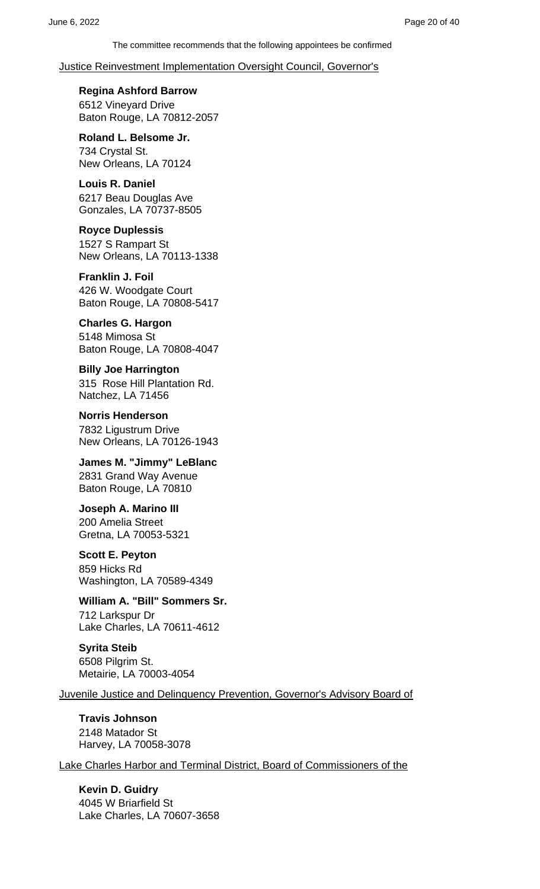The committee recommends that the following appointees be confirmed

Justice Reinvestment Implementation Oversight Council, Governor's

**Regina Ashford Barrow**
6512 Vineyard Drive
Baton Rouge, LA 70812-2057

**Roland L. Belsome Jr.**
734 Crystal St.
New Orleans, LA 70124

**Louis R. Daniel**
6217 Beau Douglas Ave
Gonzales, LA 70737-8505

**Royce Duplessis**
1527 S Rampart St
New Orleans, LA 70113-1338

**Franklin J. Foil**
426 W. Woodgate Court
Baton Rouge, LA 70808-5417

**Charles G. Hargon**
5148 Mimosa St
Baton Rouge, LA 70808-4047

**Billy Joe Harrington**
315 Rose Hill Plantation Rd.
Natchez, LA 71456

**Norris Henderson**
7832 Ligustrum Drive
New Orleans, LA 70126-1943

**James M. "Jimmy" LeBlanc**
2831 Grand Way Avenue
Baton Rouge, LA 70810

**Joseph A. Marino III**
200 Amelia Street
Gretna, LA 70053-5321

**Scott E. Peyton**
859 Hicks Rd
Washington, LA 70589-4349

**William A. "Bill" Sommers Sr.**
712 Larkspur Dr
Lake Charles, LA 70611-4612

**Syrita Steib**
6508 Pilgrim St.
Metairie, LA 70003-4054

Juvenile Justice and Delinquency Prevention, Governor's Advisory Board of

**Travis Johnson**
2148 Matador St
Harvey, LA 70058-3078

Lake Charles Harbor and Terminal District, Board of Commissioners of the

**Kevin D. Guidry**
4045 W Briarfield St
Lake Charles, LA 70607-3658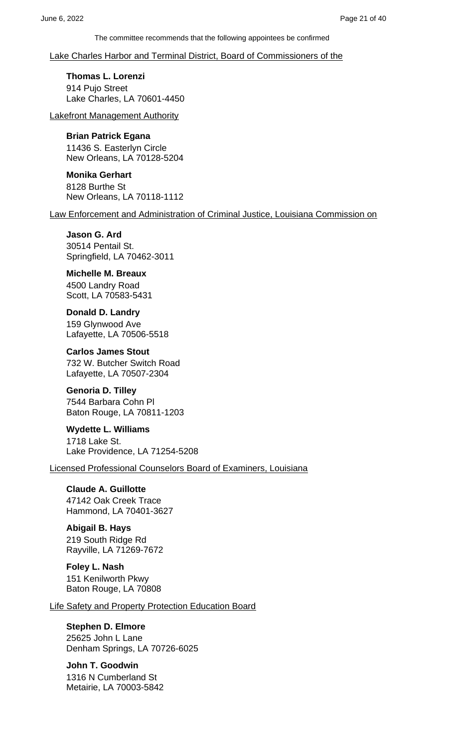The committee recommends that the following appointees be confirmed

Lake Charles Harbor and Terminal District, Board of Commissioners of the

**Thomas L. Lorenzi**
914 Pujo Street
Lake Charles, LA 70601-4450

Lakefront Management Authority

**Brian Patrick Egana**
11436 S. Easterlyn Circle
New Orleans, LA 70128-5204

**Monika Gerhart**
8128 Burthe St
New Orleans, LA 70118-1112

Law Enforcement and Administration of Criminal Justice, Louisiana Commission on

**Jason G. Ard**
30514 Pentail St.
Springfield, LA 70462-3011

**Michelle M. Breaux**
4500 Landry Road
Scott, LA 70583-5431

**Donald D. Landry**
159 Glynwood Ave
Lafayette, LA 70506-5518

**Carlos James Stout**
732 W. Butcher Switch Road
Lafayette, LA 70507-2304

**Genoria D. Tilley**
7544 Barbara Cohn Pl
Baton Rouge, LA 70811-1203

**Wydette L. Williams**
1718 Lake St.
Lake Providence, LA 71254-5208

Licensed Professional Counselors Board of Examiners, Louisiana

**Claude A. Guillotte**
47142 Oak Creek Trace
Hammond, LA 70401-3627

**Abigail B. Hays**
219 South Ridge Rd
Rayville, LA 71269-7672

**Foley L. Nash**
151 Kenilworth Pkwy
Baton Rouge, LA 70808

Life Safety and Property Protection Education Board

**Stephen D. Elmore**
25625 John L Lane
Denham Springs, LA 70726-6025

**John T. Goodwin**
1316 N Cumberland St
Metairie, LA 70003-5842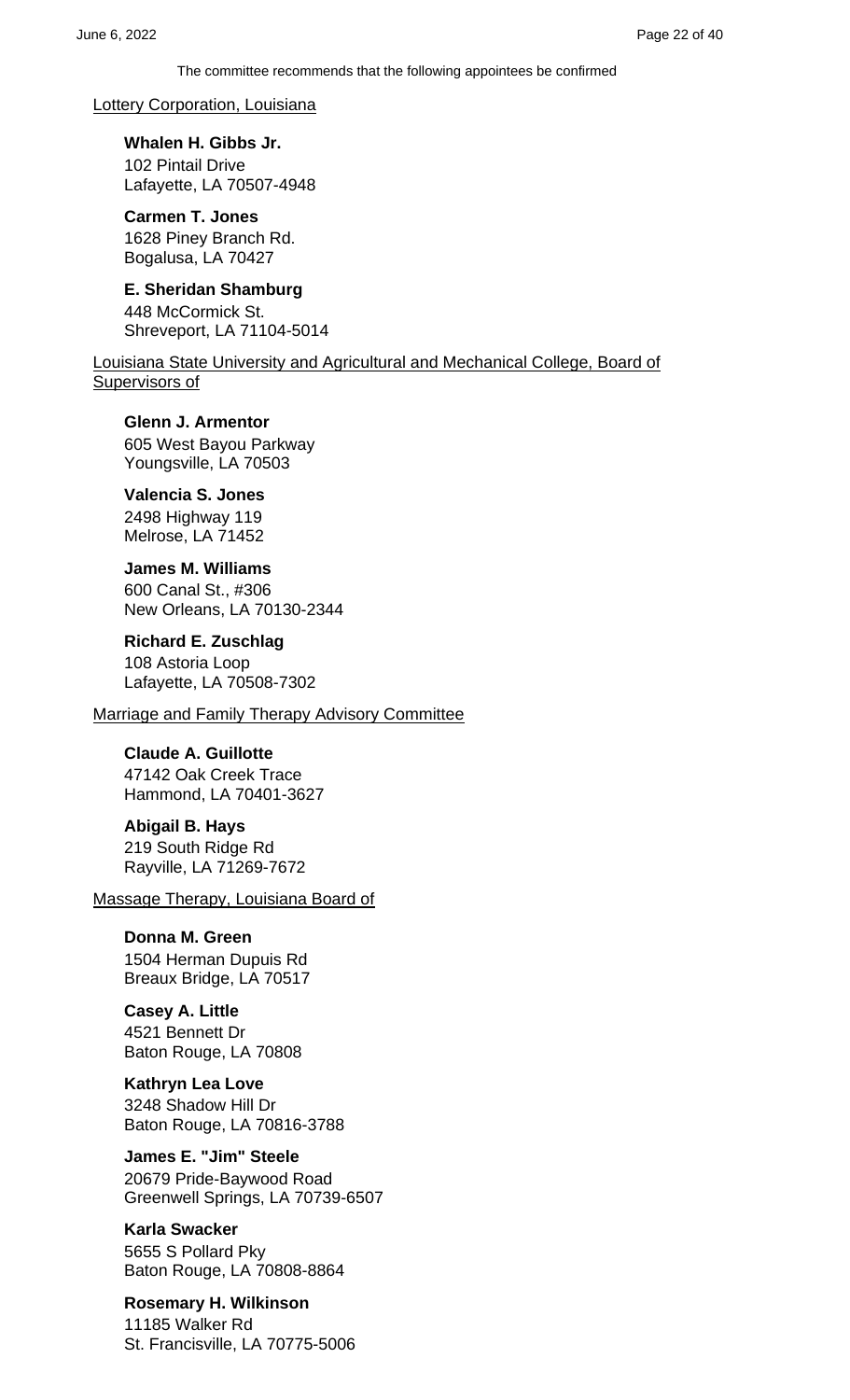The committee recommends that the following appointees be confirmed

Lottery Corporation, Louisiana

**Whalen H. Gibbs Jr.**
102 Pintail Drive
Lafayette, LA 70507-4948

**Carmen T. Jones**
1628 Piney Branch Rd.
Bogalusa, LA 70427

**E. Sheridan Shamburg**
448 McCormick St.
Shreveport, LA 71104-5014

Louisiana State University and Agricultural and Mechanical College, Board of Supervisors of

**Glenn J. Armentor**
605 West Bayou Parkway
Youngsville, LA 70503

**Valencia S. Jones**
2498 Highway 119
Melrose, LA 71452

**James M. Williams**
600 Canal St., #306
New Orleans, LA 70130-2344

**Richard E. Zuschlag**
108 Astoria Loop
Lafayette, LA 70508-7302

Marriage and Family Therapy Advisory Committee

**Claude A. Guillotte**
47142 Oak Creek Trace
Hammond, LA 70401-3627

**Abigail B. Hays**
219 South Ridge Rd
Rayville, LA 71269-7672

Massage Therapy, Louisiana Board of

**Donna M. Green**
1504 Herman Dupuis Rd
Breaux Bridge, LA 70517

**Casey A. Little**
4521 Bennett Dr
Baton Rouge, LA 70808

**Kathryn Lea Love**
3248 Shadow Hill Dr
Baton Rouge, LA 70816-3788

**James E. "Jim" Steele**
20679 Pride-Baywood Road
Greenwell Springs, LA 70739-6507

**Karla Swacker**
5655 S Pollard Pky
Baton Rouge, LA 70808-8864

**Rosemary H. Wilkinson**
11185 Walker Rd
St. Francisville, LA 70775-5006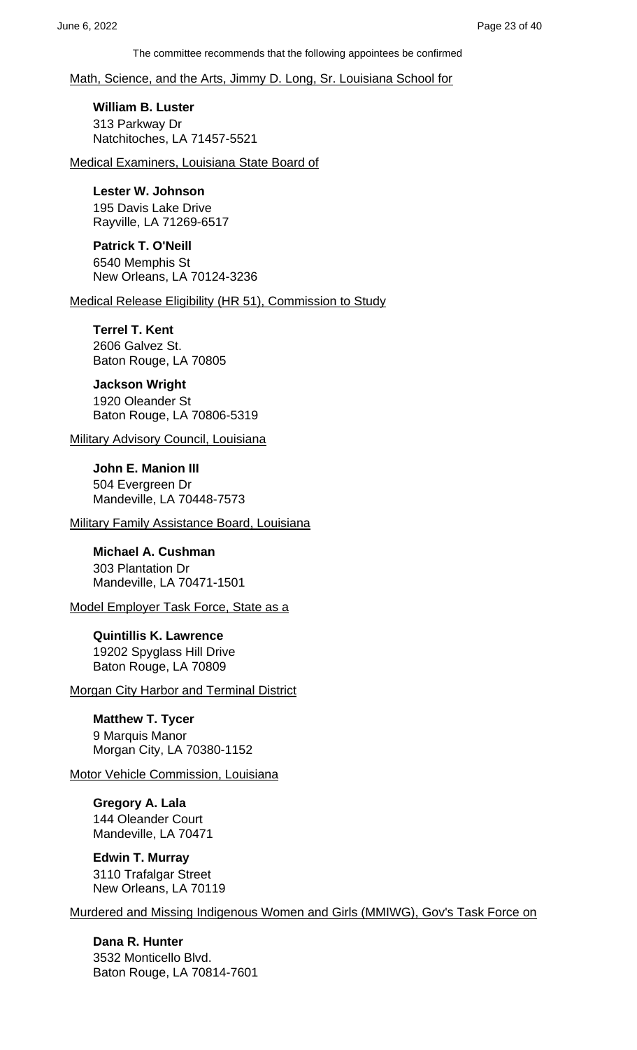The committee recommends that the following appointees be confirmed

Math, Science, and the Arts, Jimmy D. Long, Sr. Louisiana School for

**William B. Luster**
313 Parkway Dr
Natchitoches, LA 71457-5521

Medical Examiners, Louisiana State Board of

**Lester W. Johnson**
195 Davis Lake Drive
Rayville, LA 71269-6517

**Patrick T. O'Neill**
6540 Memphis St
New Orleans, LA 70124-3236

Medical Release Eligibility (HR 51), Commission to Study

**Terrel T. Kent**
2606 Galvez St.
Baton Rouge, LA 70805

**Jackson Wright**
1920 Oleander St
Baton Rouge, LA 70806-5319

Military Advisory Council, Louisiana

**John E. Manion III**
504 Evergreen Dr
Mandeville, LA 70448-7573

Military Family Assistance Board, Louisiana

**Michael A. Cushman**
303 Plantation Dr
Mandeville, LA 70471-1501

Model Employer Task Force, State as a

**Quintillis K. Lawrence**
19202 Spyglass Hill Drive
Baton Rouge, LA 70809

Morgan City Harbor and Terminal District

**Matthew T. Tycer**
9 Marquis Manor
Morgan City, LA 70380-1152

Motor Vehicle Commission, Louisiana

**Gregory A. Lala**
144 Oleander Court
Mandeville, LA 70471

**Edwin T. Murray**
3110 Trafalgar Street
New Orleans, LA 70119

Murdered and Missing Indigenous Women and Girls (MMIWG), Gov's Task Force on

**Dana R. Hunter**
3532 Monticello Blvd.
Baton Rouge, LA 70814-7601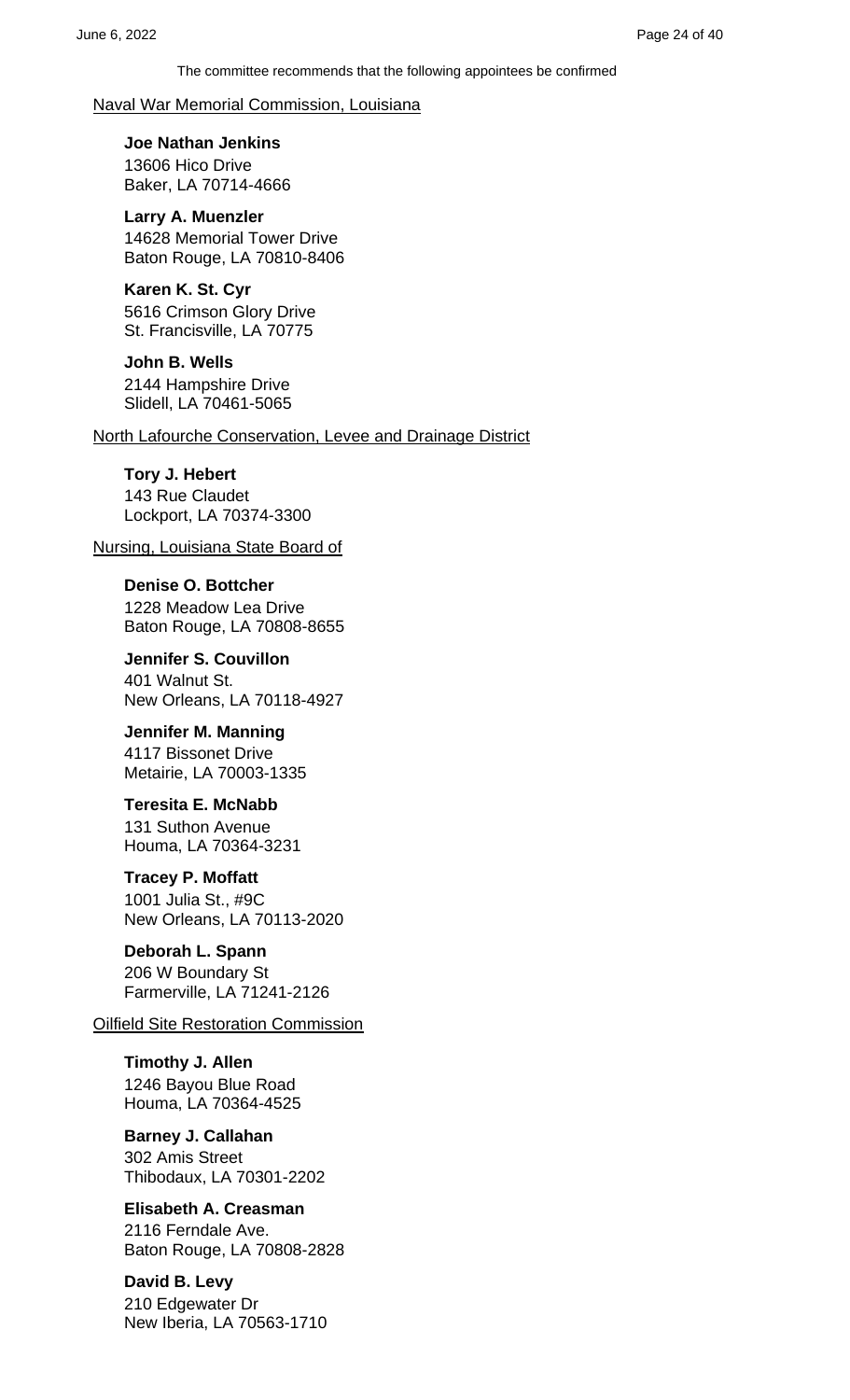The committee recommends that the following appointees be confirmed

Naval War Memorial Commission, Louisiana

**Joe Nathan Jenkins**
13606 Hico Drive
Baker, LA 70714-4666

**Larry A. Muenzler**
14628 Memorial Tower Drive
Baton Rouge, LA 70810-8406

**Karen K. St. Cyr**
5616 Crimson Glory Drive
St. Francisville, LA 70775

**John B. Wells**
2144 Hampshire Drive
Slidell, LA 70461-5065

North Lafourche Conservation, Levee and Drainage District

**Tory J. Hebert**
143 Rue Claudet
Lockport, LA 70374-3300

Nursing, Louisiana State Board of

**Denise O. Bottcher**
1228 Meadow Lea Drive
Baton Rouge, LA 70808-8655

**Jennifer S. Couvillon**
401 Walnut St.
New Orleans, LA 70118-4927

**Jennifer M. Manning**
4117 Bissonet Drive
Metairie, LA 70003-1335

**Teresita E. McNabb**
131 Suthon Avenue
Houma, LA 70364-3231

**Tracey P. Moffatt**
1001 Julia St., #9C
New Orleans, LA 70113-2020

**Deborah L. Spann**
206 W Boundary St
Farmerville, LA 71241-2126

Oilfield Site Restoration Commission

**Timothy J. Allen**
1246 Bayou Blue Road
Houma, LA 70364-4525

**Barney J. Callahan**
302 Amis Street
Thibodaux, LA 70301-2202

**Elisabeth A. Creasman**
2116 Ferndale Ave.
Baton Rouge, LA 70808-2828

**David B. Levy**
210 Edgewater Dr
New Iberia, LA 70563-1710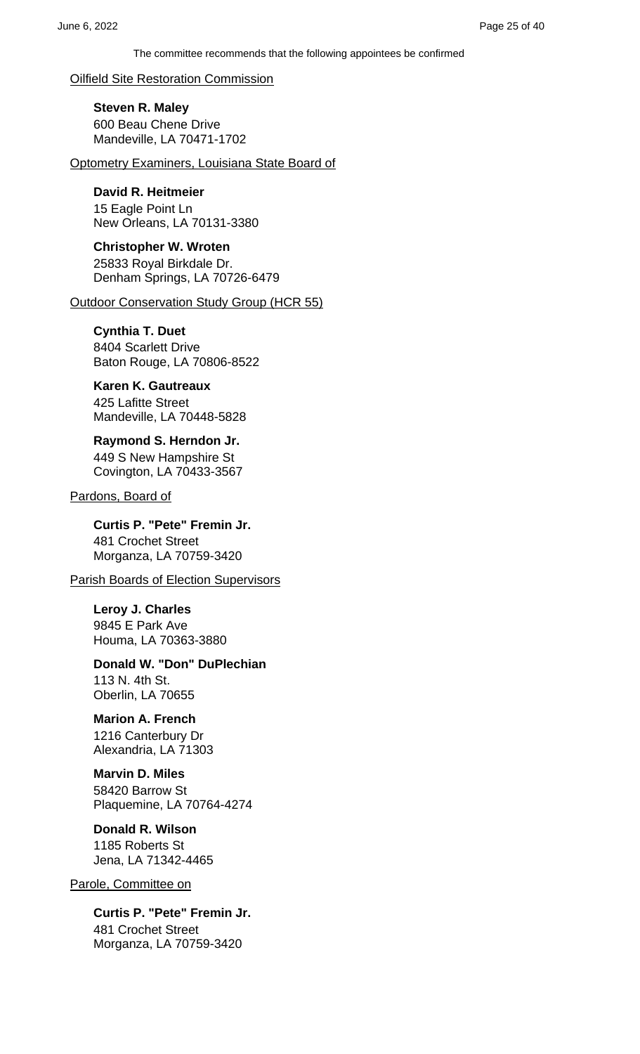The committee recommends that the following appointees be confirmed

Oilfield Site Restoration Commission

**Steven R. Maley**
600 Beau Chene Drive
Mandeville, LA 70471-1702

Optometry Examiners, Louisiana State Board of

**David R. Heitmeier**
15 Eagle Point Ln
New Orleans, LA 70131-3380

**Christopher W. Wroten**
25833 Royal Birkdale Dr.
Denham Springs, LA 70726-6479

Outdoor Conservation Study Group (HCR 55)

**Cynthia T. Duet**
8404 Scarlett Drive
Baton Rouge, LA 70806-8522

**Karen K. Gautreaux**
425 Lafitte Street
Mandeville, LA 70448-5828

**Raymond S. Herndon Jr.**
449 S New Hampshire St
Covington, LA 70433-3567

Pardons, Board of

**Curtis P. "Pete" Fremin Jr.**
481 Crochet Street
Morganza, LA 70759-3420

Parish Boards of Election Supervisors

**Leroy J. Charles**
9845 E Park Ave
Houma, LA 70363-3880

**Donald W. "Don" DuPlechian**
113 N. 4th St.
Oberlin, LA 70655

**Marion A. French**
1216 Canterbury Dr
Alexandria, LA 71303

**Marvin D. Miles**
58420 Barrow St
Plaquemine, LA 70764-4274

**Donald R. Wilson**
1185 Roberts St
Jena, LA 71342-4465

Parole, Committee on

**Curtis P. "Pete" Fremin Jr.**
481 Crochet Street
Morganza, LA 70759-3420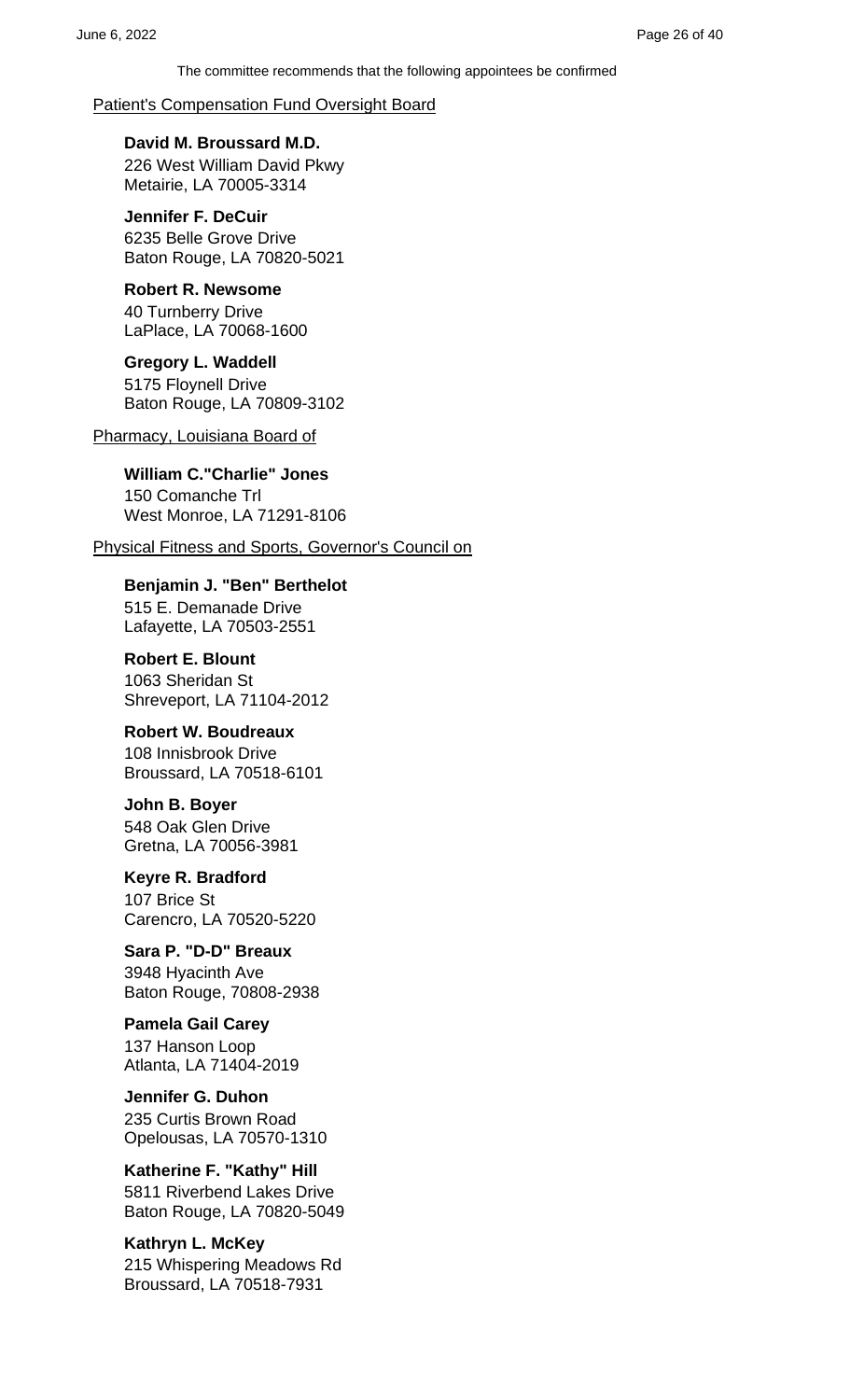The committee recommends that the following appointees be confirmed

Patient's Compensation Fund Oversight Board

**David M. Broussard M.D.**
226 West William David Pkwy
Metairie, LA 70005-3314

**Jennifer F. DeCuir**
6235 Belle Grove Drive
Baton Rouge, LA 70820-5021

**Robert R. Newsome**
40 Turnberry Drive
LaPlace, LA 70068-1600

**Gregory L. Waddell**
5175 Floynell Drive
Baton Rouge, LA 70809-3102

Pharmacy, Louisiana Board of

**William C."Charlie" Jones**
150 Comanche Trl
West Monroe, LA 71291-8106

Physical Fitness and Sports, Governor's Council on

**Benjamin J. "Ben" Berthelot**
515 E. Demanade Drive
Lafayette, LA 70503-2551

**Robert E. Blount**
1063 Sheridan St
Shreveport, LA 71104-2012

**Robert W. Boudreaux**
108 Innisbrook Drive
Broussard, LA 70518-6101

**John B. Boyer**
548 Oak Glen Drive
Gretna, LA 70056-3981

**Keyre R. Bradford**
107 Brice St
Carencro, LA 70520-5220

**Sara P. "D-D" Breaux**
3948 Hyacinth Ave
Baton Rouge, 70808-2938

**Pamela Gail Carey**
137 Hanson Loop
Atlanta, LA 71404-2019

**Jennifer G. Duhon**
235 Curtis Brown Road
Opelousas, LA 70570-1310

**Katherine F. "Kathy" Hill**
5811 Riverbend Lakes Drive
Baton Rouge, LA 70820-5049

**Kathryn L. McKey**
215 Whispering Meadows Rd
Broussard, LA 70518-7931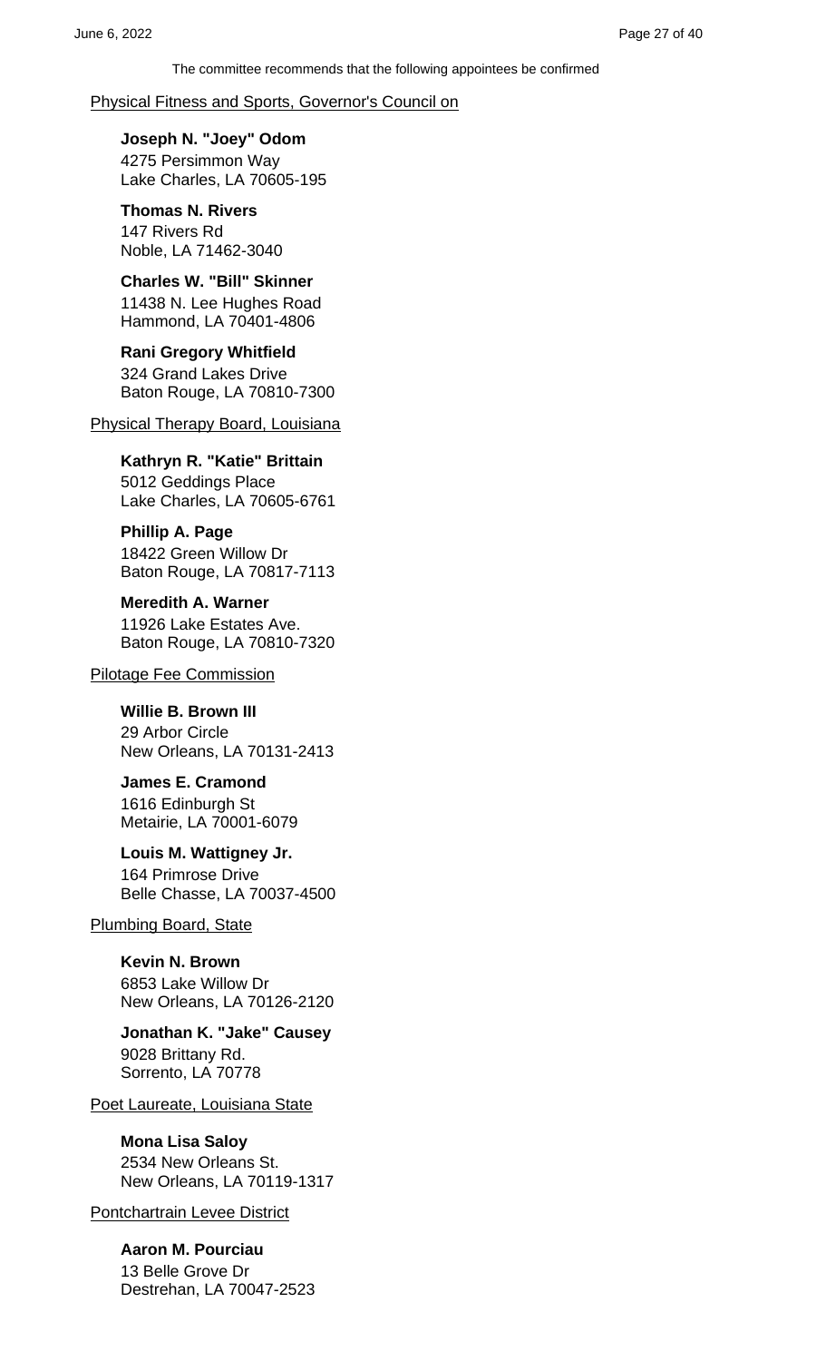The committee recommends that the following appointees be confirmed

Physical Fitness and Sports, Governor's Council on

**Joseph N. "Joey" Odom**
4275 Persimmon Way
Lake Charles, LA 70605-195

**Thomas N. Rivers**
147 Rivers Rd
Noble, LA 71462-3040

**Charles W. "Bill" Skinner**
11438 N. Lee Hughes Road
Hammond, LA 70401-4806

**Rani Gregory Whitfield**
324 Grand Lakes Drive
Baton Rouge, LA 70810-7300

Physical Therapy Board, Louisiana

**Kathryn R. "Katie" Brittain**
5012 Geddings Place
Lake Charles, LA 70605-6761

**Phillip A. Page**
18422 Green Willow Dr
Baton Rouge, LA 70817-7113

**Meredith A. Warner**
11926 Lake Estates Ave.
Baton Rouge, LA 70810-7320

Pilotage Fee Commission

**Willie B. Brown III**
29 Arbor Circle
New Orleans, LA 70131-2413

**James E. Cramond**
1616 Edinburgh St
Metairie, LA 70001-6079

**Louis M. Wattigney Jr.**
164 Primrose Drive
Belle Chasse, LA 70037-4500

Plumbing Board, State

**Kevin N. Brown**
6853 Lake Willow Dr
New Orleans, LA 70126-2120

**Jonathan K. "Jake" Causey**
9028 Brittany Rd.
Sorrento, LA 70778

Poet Laureate, Louisiana State

**Mona Lisa Saloy**
2534 New Orleans St.
New Orleans, LA 70119-1317

Pontchartrain Levee District

**Aaron M. Pourciau**
13 Belle Grove Dr
Destrehan, LA 70047-2523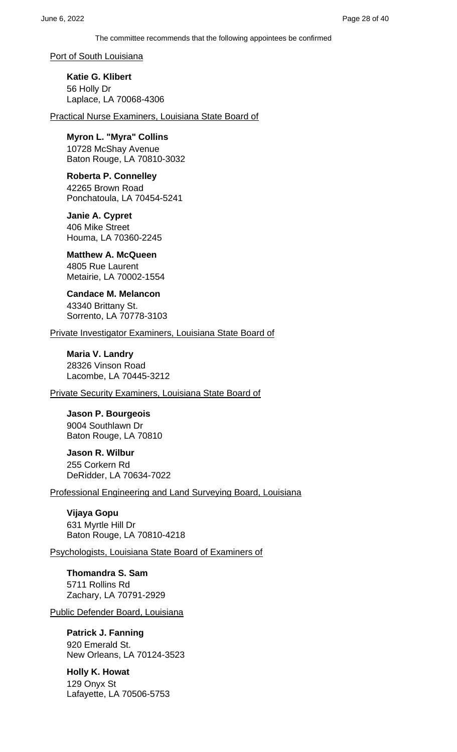The committee recommends that the following appointees be confirmed

Port of South Louisiana

**Katie G. Klibert**
56 Holly Dr
Laplace, LA 70068-4306

Practical Nurse Examiners, Louisiana State Board of

**Myron L. "Myra" Collins**
10728 McShay Avenue
Baton Rouge, LA 70810-3032

**Roberta P. Connelley**
42265 Brown Road
Ponchatoula, LA 70454-5241

**Janie A. Cypret**
406 Mike Street
Houma, LA 70360-2245

**Matthew A. McQueen**
4805 Rue Laurent
Metairie, LA 70002-1554

**Candace M. Melancon**
43340 Brittany St.
Sorrento, LA 70778-3103

Private Investigator Examiners, Louisiana State Board of

**Maria V. Landry**
28326 Vinson Road
Lacombe, LA 70445-3212

Private Security Examiners, Louisiana State Board of

**Jason P. Bourgeois**
9004 Southlawn Dr
Baton Rouge, LA 70810

**Jason R. Wilbur**
255 Corkern Rd
DeRidder, LA 70634-7022

Professional Engineering and Land Surveying Board, Louisiana

**Vijaya Gopu**
631 Myrtle Hill Dr
Baton Rouge, LA 70810-4218

Psychologists, Louisiana State Board of Examiners of

**Thomandra S. Sam**
5711 Rollins Rd
Zachary, LA 70791-2929

Public Defender Board, Louisiana

**Patrick J. Fanning**
920 Emerald St.
New Orleans, LA 70124-3523

**Holly K. Howat**
129 Onyx St
Lafayette, LA 70506-5753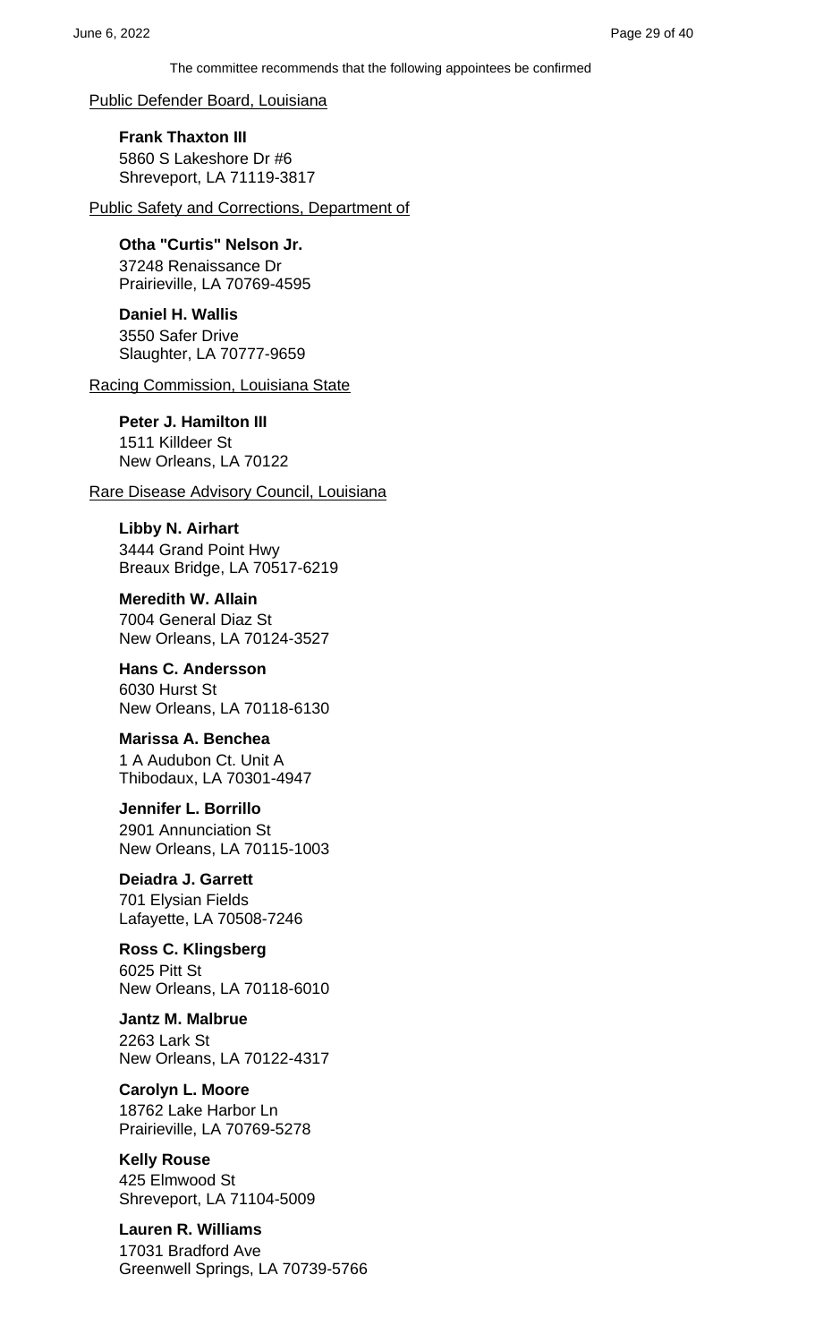The committee recommends that the following appointees be confirmed

<u>Public Defender Board, Louisiana</u>

**Frank Thaxton III**
5860 S Lakeshore Dr #6
Shreveport, LA 71119-3817

<u>Public Safety and Corrections, Department of</u>

**Otha "Curtis" Nelson Jr.**
37248 Renaissance Dr
Prairieville, LA 70769-4595

**Daniel H. Wallis**
3550 Safer Drive
Slaughter, LA 70777-9659

<u>Racing Commission, Louisiana State</u>

**Peter J. Hamilton III**
1511 Killdeer St
New Orleans, LA 70122

<u>Rare Disease Advisory Council, Louisiana</u>

**Libby N. Airhart**
3444 Grand Point Hwy
Breaux Bridge, LA 70517-6219

**Meredith W. Allain**
7004 General Diaz St
New Orleans, LA 70124-3527

**Hans C. Andersson**
6030 Hurst St
New Orleans, LA 70118-6130

**Marissa A. Benchea**
1 A Audubon Ct. Unit A
Thibodaux, LA 70301-4947

**Jennifer L. Borrillo**
2901 Annunciation St
New Orleans, LA 70115-1003

**Deiadra J. Garrett**
701 Elysian Fields
Lafayette, LA 70508-7246

**Ross C. Klingsberg**
6025 Pitt St
New Orleans, LA 70118-6010

**Jantz M. Malbrue**
2263 Lark St
New Orleans, LA 70122-4317

**Carolyn L. Moore**
18762 Lake Harbor Ln
Prairieville, LA 70769-5278

**Kelly Rouse**
425 Elmwood St
Shreveport, LA 71104-5009

**Lauren R. Williams**
17031 Bradford Ave
Greenwell Springs, LA 70739-5766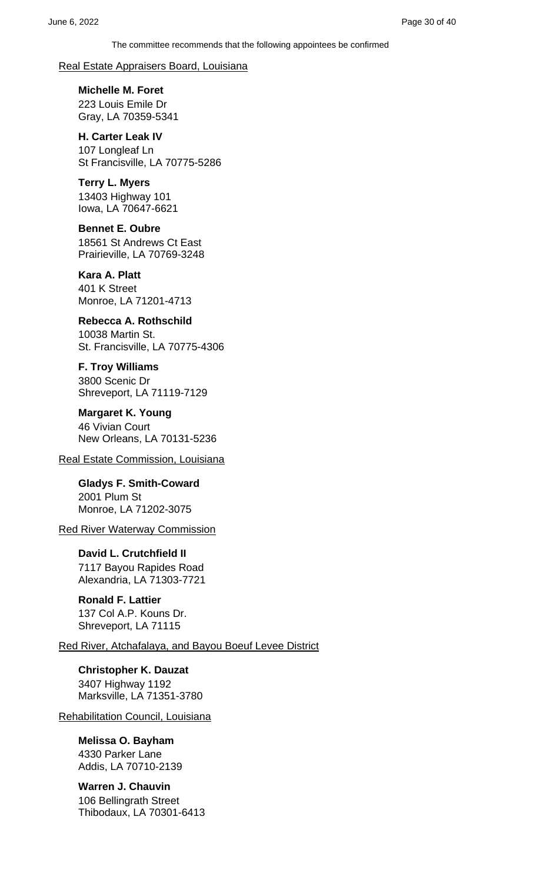The committee recommends that the following appointees be confirmed

Real Estate Appraisers Board, Louisiana

**Michelle M. Foret**
223 Louis Emile Dr
Gray, LA 70359-5341

**H. Carter Leak IV**
107 Longleaf Ln
St Francisville, LA 70775-5286

**Terry L. Myers**
13403 Highway 101
Iowa, LA 70647-6621

**Bennet E. Oubre**
18561 St Andrews Ct East
Prairieville, LA 70769-3248

**Kara A. Platt**
401 K Street
Monroe, LA 71201-4713

**Rebecca A. Rothschild**
10038 Martin St.
St. Francisville, LA 70775-4306

**F. Troy Williams**
3800 Scenic Dr
Shreveport, LA 71119-7129

**Margaret K. Young**
46 Vivian Court
New Orleans, LA 70131-5236

Real Estate Commission, Louisiana

**Gladys F. Smith-Coward**
2001 Plum St
Monroe, LA 71202-3075

Red River Waterway Commission

**David L. Crutchfield II**
7117 Bayou Rapides Road
Alexandria, LA 71303-7721

**Ronald F. Lattier**
137 Col A.P. Kouns Dr.
Shreveport, LA 71115

Red River, Atchafalaya, and Bayou Boeuf Levee District

**Christopher K. Dauzat**
3407 Highway 1192
Marksville, LA 71351-3780

Rehabilitation Council, Louisiana

**Melissa O. Bayham**
4330 Parker Lane
Addis, LA 70710-2139

**Warren J. Chauvin**
106 Bellingrath Street
Thibodaux, LA 70301-6413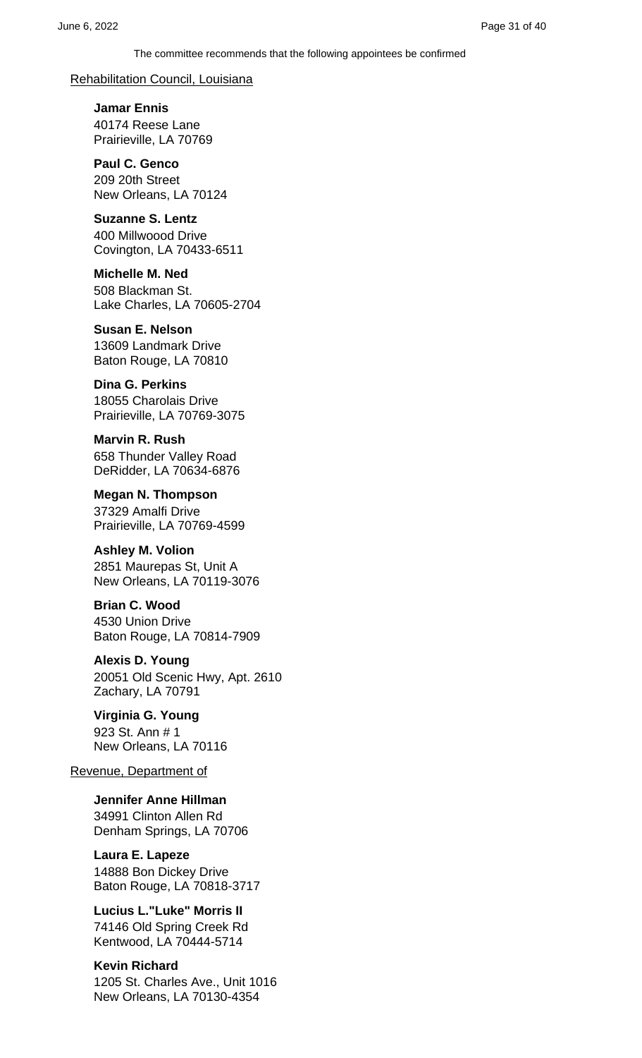The committee recommends that the following appointees be confirmed

Rehabilitation Council, Louisiana

**Jamar Ennis**
40174 Reese Lane
Prairieville, LA 70769

**Paul C. Genco**
209 20th Street
New Orleans, LA 70124

**Suzanne S. Lentz**
400 Millwoood Drive
Covington, LA 70433-6511

**Michelle M. Ned**
508 Blackman St.
Lake Charles, LA 70605-2704

**Susan E. Nelson**
13609 Landmark Drive
Baton Rouge, LA 70810

**Dina G. Perkins**
18055 Charolais Drive
Prairieville, LA 70769-3075

**Marvin R. Rush**
658 Thunder Valley Road
DeRidder, LA 70634-6876

**Megan N. Thompson**
37329 Amalfi Drive
Prairieville, LA 70769-4599

**Ashley M. Volion**
2851 Maurepas St, Unit A
New Orleans, LA 70119-3076

**Brian C. Wood**
4530 Union Drive
Baton Rouge, LA 70814-7909

**Alexis D. Young**
20051 Old Scenic Hwy, Apt. 2610
Zachary, LA 70791

**Virginia G. Young**
923 St. Ann # 1
New Orleans, LA 70116

Revenue, Department of

**Jennifer Anne Hillman**
34991 Clinton Allen Rd
Denham Springs, LA 70706

**Laura E. Lapeze**
14888 Bon Dickey Drive
Baton Rouge, LA 70818-3717

**Lucius L."Luke" Morris II**
74146 Old Spring Creek Rd
Kentwood, LA 70444-5714

**Kevin Richard**
1205 St. Charles Ave., Unit 1016
New Orleans, LA 70130-4354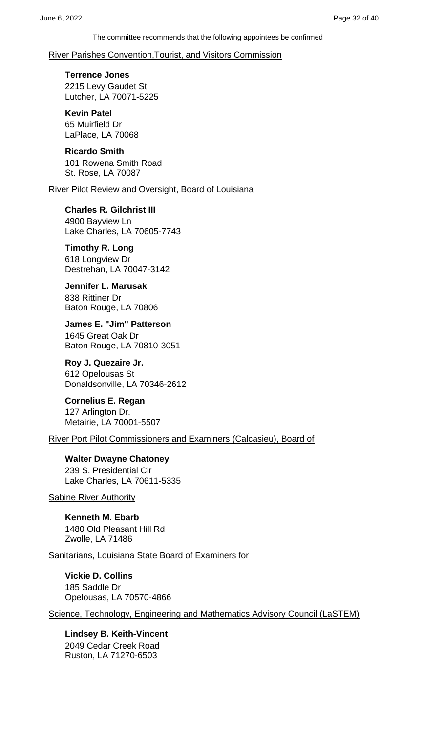The committee recommends that the following appointees be confirmed

River Parishes Convention,Tourist, and Visitors Commission

**Terrence Jones**
2215 Levy Gaudet St
Lutcher, LA 70071-5225

**Kevin Patel**
65 Muirfield Dr
LaPlace, LA 70068

**Ricardo Smith**
101 Rowena Smith Road
St. Rose, LA 70087

River Pilot Review and Oversight, Board of Louisiana

**Charles R. Gilchrist III**
4900 Bayview Ln
Lake Charles, LA 70605-7743

**Timothy R. Long**
618 Longview Dr
Destrehan, LA 70047-3142

**Jennifer L. Marusak**
838 Rittiner Dr
Baton Rouge, LA 70806

**James E. "Jim" Patterson**
1645 Great Oak Dr
Baton Rouge, LA 70810-3051

**Roy J. Quezaire Jr.**
612 Opelousas St
Donaldsonville, LA 70346-2612

**Cornelius E. Regan**
127 Arlington Dr.
Metairie, LA 70001-5507

River Port Pilot Commissioners and Examiners (Calcasieu), Board of

**Walter Dwayne Chatoney**
239 S. Presidential Cir
Lake Charles, LA 70611-5335

Sabine River Authority

**Kenneth M. Ebarb**
1480 Old Pleasant Hill Rd
Zwolle, LA 71486

Sanitarians, Louisiana State Board of Examiners for

**Vickie D. Collins**
185 Saddle Dr
Opelousas, LA 70570-4866

Science, Technology, Engineering and Mathematics Advisory Council (LaSTEM)

**Lindsey B. Keith-Vincent**
2049 Cedar Creek Road
Ruston, LA 71270-6503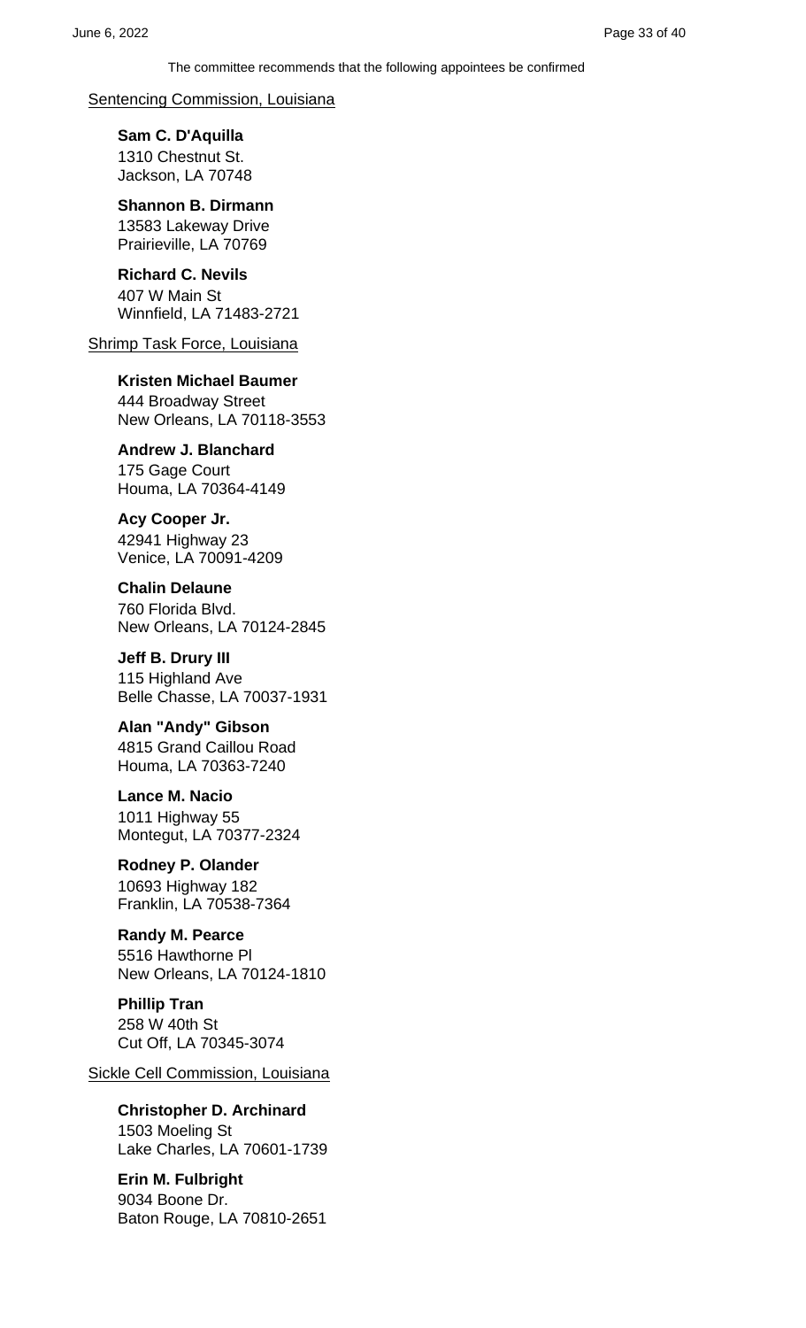The committee recommends that the following appointees be confirmed

Sentencing Commission, Louisiana

**Sam C. D'Aquilla**
1310 Chestnut St.
Jackson, LA 70748

**Shannon B. Dirmann**
13583 Lakeway Drive
Prairieville, LA 70769

**Richard C. Nevils**
407 W Main St
Winnfield, LA 71483-2721

Shrimp Task Force, Louisiana

**Kristen Michael Baumer**
444 Broadway Street
New Orleans, LA 70118-3553

**Andrew J. Blanchard**
175 Gage Court
Houma, LA 70364-4149

**Acy Cooper Jr.**
42941 Highway 23
Venice, LA 70091-4209

**Chalin Delaune**
760 Florida Blvd.
New Orleans, LA 70124-2845

**Jeff B. Drury III**
115 Highland Ave
Belle Chasse, LA 70037-1931

**Alan "Andy" Gibson**
4815 Grand Caillou Road
Houma, LA 70363-7240

**Lance M. Nacio**
1011 Highway 55
Montegut, LA 70377-2324

**Rodney P. Olander**
10693 Highway 182
Franklin, LA 70538-7364

**Randy M. Pearce**
5516 Hawthorne Pl
New Orleans, LA 70124-1810

**Phillip Tran**
258 W 40th St
Cut Off, LA 70345-3074

Sickle Cell Commission, Louisiana

**Christopher D. Archinard**
1503 Moeling St
Lake Charles, LA 70601-1739

**Erin M. Fulbright**
9034 Boone Dr.
Baton Rouge, LA 70810-2651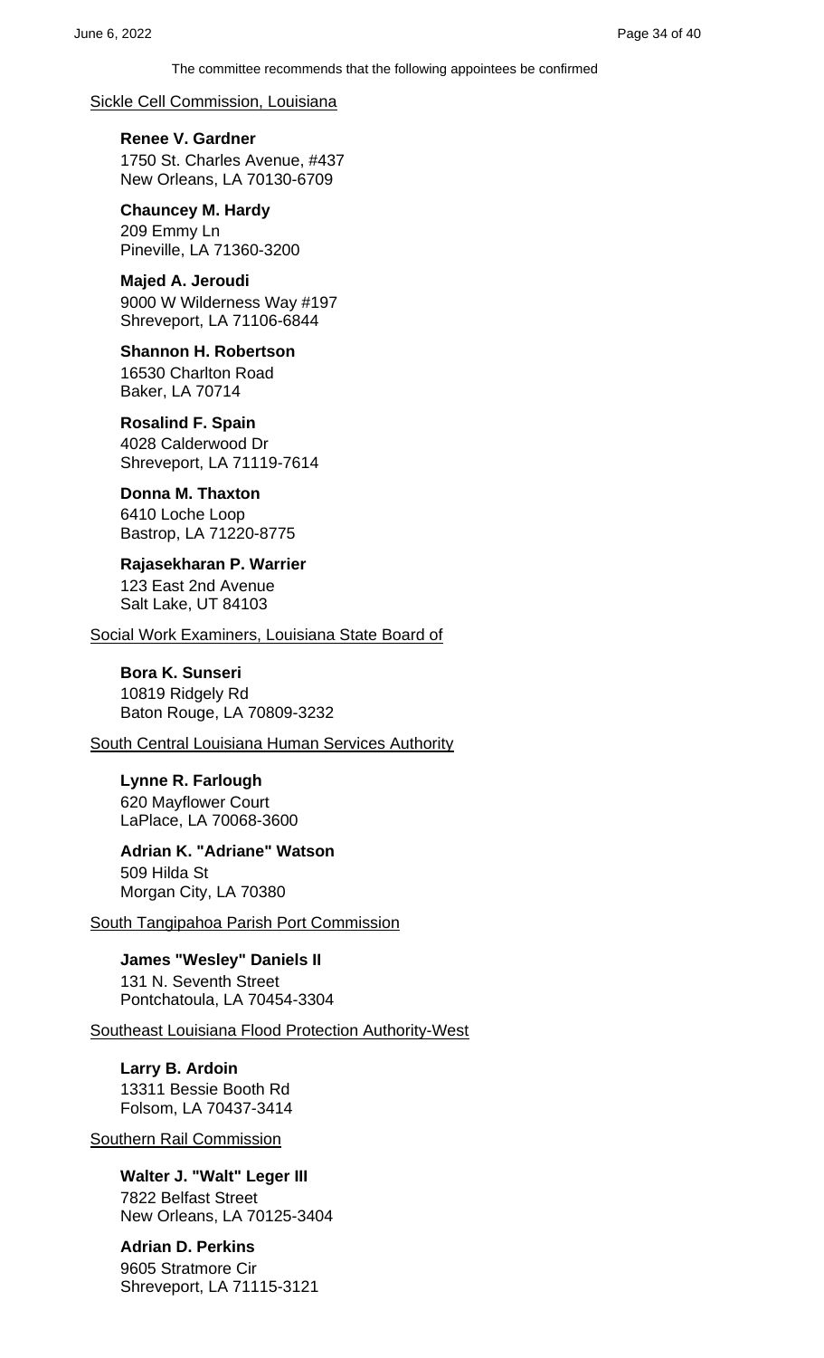The committee recommends that the following appointees be confirmed

Sickle Cell Commission, Louisiana

**Renee V. Gardner**
1750 St. Charles Avenue, #437
New Orleans, LA 70130-6709

**Chauncey M. Hardy**
209 Emmy Ln
Pineville, LA 71360-3200

**Majed A. Jeroudi**
9000 W Wilderness Way #197
Shreveport, LA 71106-6844

**Shannon H. Robertson**
16530 Charlton Road
Baker, LA 70714

**Rosalind F. Spain**
4028 Calderwood Dr
Shreveport, LA 71119-7614

**Donna M. Thaxton**
6410 Loche Loop
Bastrop, LA 71220-8775

**Rajasekharan P. Warrier**
123 East 2nd Avenue
Salt Lake, UT 84103

Social Work Examiners, Louisiana State Board of

**Bora K. Sunseri**
10819 Ridgely Rd
Baton Rouge, LA 70809-3232

South Central Louisiana Human Services Authority

**Lynne R. Farlough**
620 Mayflower Court
LaPlace, LA 70068-3600

**Adrian K. "Adriane" Watson**
509 Hilda St
Morgan City, LA 70380

South Tangipahoa Parish Port Commission

**James "Wesley" Daniels II**
131 N. Seventh Street
Pontchatoula, LA 70454-3304

Southeast Louisiana Flood Protection Authority-West

**Larry B. Ardoin**
13311 Bessie Booth Rd
Folsom, LA 70437-3414

Southern Rail Commission

**Walter J. "Walt" Leger III**
7822 Belfast Street
New Orleans, LA 70125-3404

**Adrian D. Perkins**
9605 Stratmore Cir
Shreveport, LA 71115-3121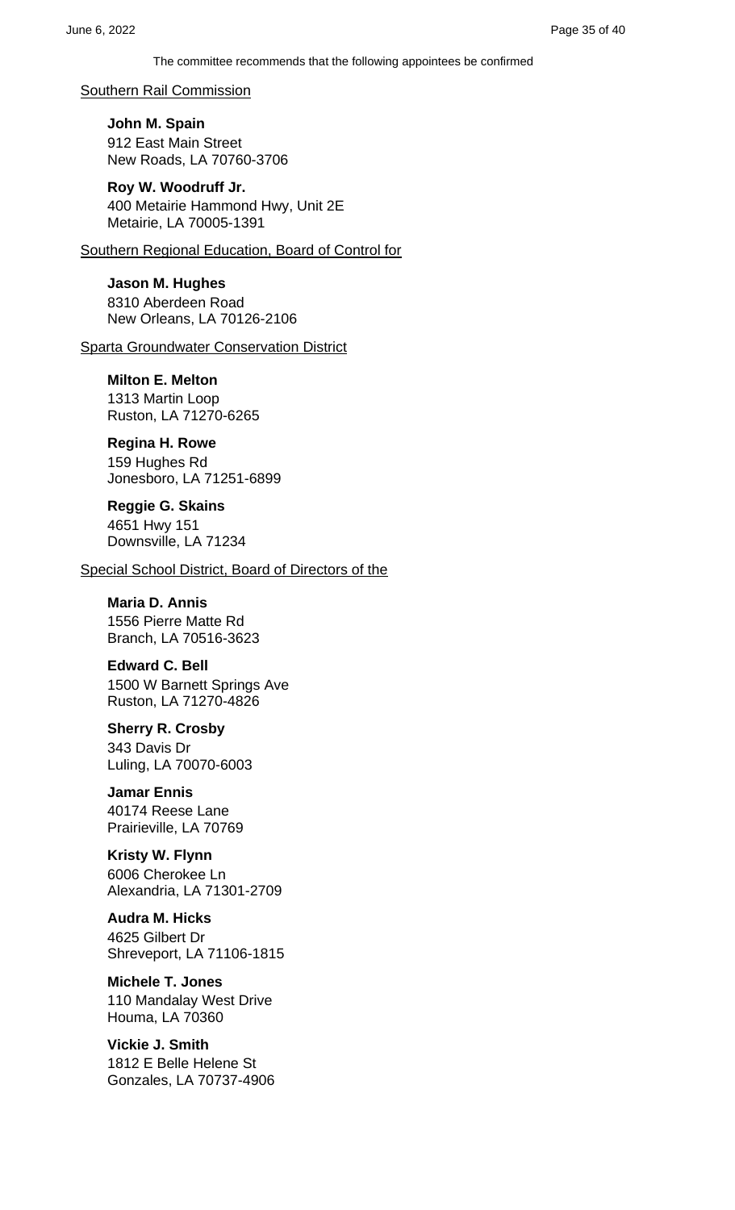The committee recommends that the following appointees be confirmed

Southern Rail Commission

**John M. Spain**
912 East Main Street
New Roads, LA 70760-3706

**Roy W. Woodruff Jr.**
400 Metairie Hammond Hwy, Unit 2E
Metairie, LA 70005-1391

Southern Regional Education, Board of Control for

**Jason M. Hughes**
8310 Aberdeen Road
New Orleans, LA 70126-2106

Sparta Groundwater Conservation District

**Milton E. Melton**
1313 Martin Loop
Ruston, LA 71270-6265

**Regina H. Rowe**
159 Hughes Rd
Jonesboro, LA 71251-6899

**Reggie G. Skains**
4651 Hwy 151
Downsville, LA 71234

Special School District, Board of Directors of the

**Maria D. Annis**
1556 Pierre Matte Rd
Branch, LA 70516-3623

**Edward C. Bell**
1500 W Barnett Springs Ave
Ruston, LA 71270-4826

**Sherry R. Crosby**
343 Davis Dr
Luling, LA 70070-6003

**Jamar Ennis**
40174 Reese Lane
Prairieville, LA 70769

**Kristy W. Flynn**
6006 Cherokee Ln
Alexandria, LA 71301-2709

**Audra M. Hicks**
4625 Gilbert Dr
Shreveport, LA 71106-1815

**Michele T. Jones**
110 Mandalay West Drive
Houma, LA 70360

**Vickie J. Smith**
1812 E Belle Helene St
Gonzales, LA 70737-4906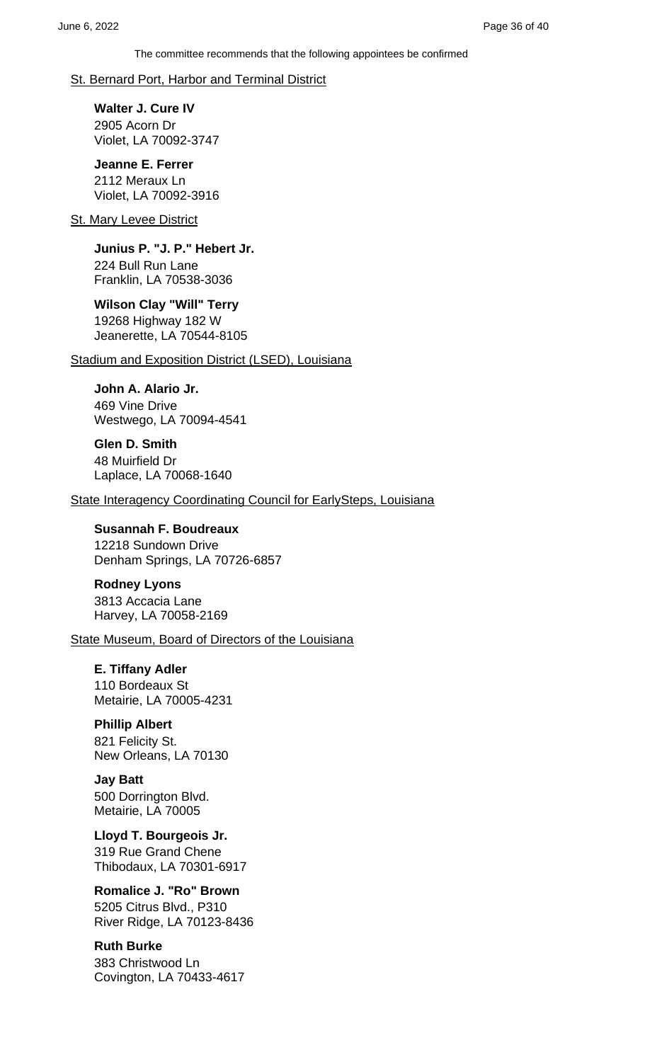The committee recommends that the following appointees be confirmed

St. Bernard Port, Harbor and Terminal District

**Walter J. Cure IV**
2905 Acorn Dr
Violet, LA 70092-3747

**Jeanne E. Ferrer**
2112 Meraux Ln
Violet, LA 70092-3916

St. Mary Levee District

**Junius P. "J. P." Hebert Jr.**
224 Bull Run Lane
Franklin, LA 70538-3036

**Wilson Clay "Will" Terry**
19268 Highway 182 W
Jeanerette, LA 70544-8105

Stadium and Exposition District (LSED), Louisiana

**John A. Alario Jr.**
469 Vine Drive
Westwego, LA 70094-4541

**Glen D. Smith**
48 Muirfield Dr
Laplace, LA 70068-1640

State Interagency Coordinating Council for EarlySteps, Louisiana

**Susannah F. Boudreaux**
12218 Sundown Drive
Denham Springs, LA 70726-6857

**Rodney Lyons**
3813 Accacia Lane
Harvey, LA 70058-2169

State Museum, Board of Directors of the Louisiana

**E. Tiffany Adler**
110 Bordeaux St
Metairie, LA 70005-4231

**Phillip Albert**
821 Felicity St.
New Orleans, LA 70130

**Jay Batt**
500 Dorrington Blvd.
Metairie, LA 70005

**Lloyd T. Bourgeois Jr.**
319 Rue Grand Chene
Thibodaux, LA 70301-6917

**Romalice J. "Ro" Brown**
5205 Citrus Blvd., P310
River Ridge, LA 70123-8436

**Ruth Burke**
383 Christwood Ln
Covington, LA 70433-4617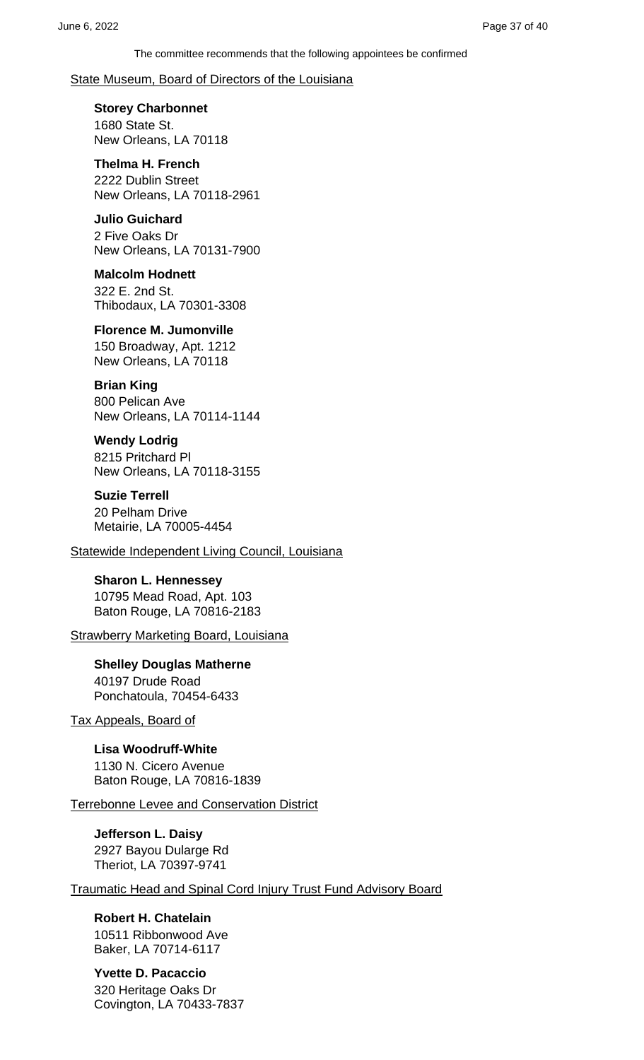The committee recommends that the following appointees be confirmed

State Museum, Board of Directors of the Louisiana

**Storey Charbonnet**
1680 State St.
New Orleans, LA 70118

**Thelma H. French**
2222 Dublin Street
New Orleans, LA 70118-2961

**Julio Guichard**
2 Five Oaks Dr
New Orleans, LA 70131-7900

**Malcolm Hodnett**
322 E. 2nd St.
Thibodaux, LA 70301-3308

**Florence M. Jumonville**
150 Broadway, Apt. 1212
New Orleans, LA 70118

**Brian King**
800 Pelican Ave
New Orleans, LA 70114-1144

**Wendy Lodrig**
8215 Pritchard Pl
New Orleans, LA 70118-3155

**Suzie Terrell**
20 Pelham Drive
Metairie, LA 70005-4454

Statewide Independent Living Council, Louisiana

**Sharon L. Hennessey**
10795 Mead Road, Apt. 103
Baton Rouge, LA 70816-2183

Strawberry Marketing Board, Louisiana

**Shelley Douglas Matherne**
40197 Drude Road
Ponchatoula, 70454-6433

Tax Appeals, Board of

**Lisa Woodruff-White**
1130 N. Cicero Avenue
Baton Rouge, LA 70816-1839

Terrebonne Levee and Conservation District

**Jefferson L. Daisy**
2927 Bayou Dularge Rd
Theriot, LA 70397-9741

Traumatic Head and Spinal Cord Injury Trust Fund Advisory Board

**Robert H. Chatelain**
10511 Ribbonwood Ave
Baker, LA 70714-6117

**Yvette D. Pacaccio**
320 Heritage Oaks Dr
Covington, LA 70433-7837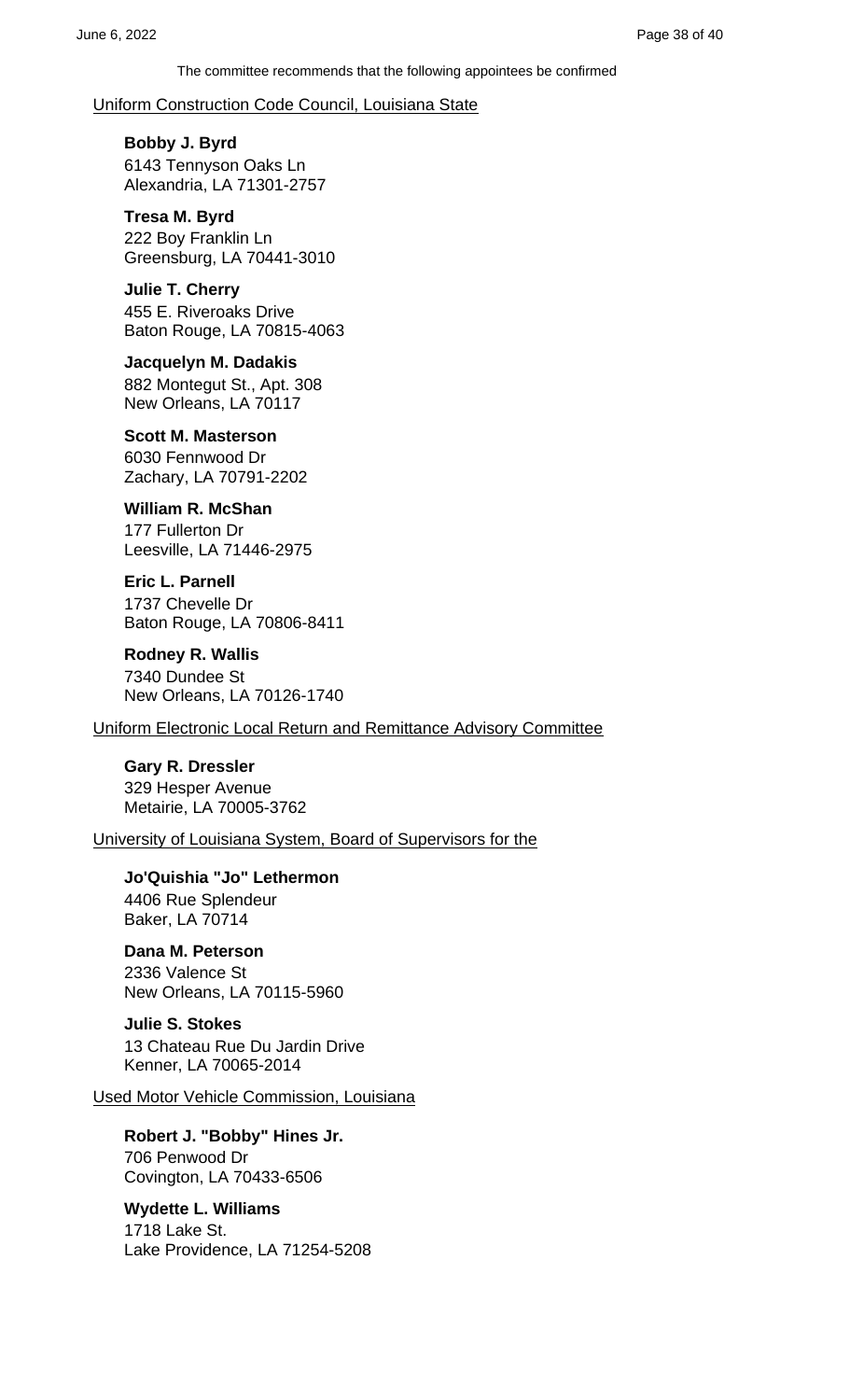The committee recommends that the following appointees be confirmed

Uniform Construction Code Council, Louisiana State

**Bobby J. Byrd**
6143 Tennyson Oaks Ln
Alexandria, LA 71301-2757

**Tresa M. Byrd**
222 Boy Franklin Ln
Greensburg, LA 70441-3010

**Julie T. Cherry**
455 E. Riveroaks Drive
Baton Rouge, LA 70815-4063

**Jacquelyn M. Dadakis**
882 Montegut St., Apt. 308
New Orleans, LA 70117

**Scott M. Masterson**
6030 Fennwood Dr
Zachary, LA 70791-2202

**William R. McShan**
177 Fullerton Dr
Leesville, LA 71446-2975

**Eric L. Parnell**
1737 Chevelle Dr
Baton Rouge, LA 70806-8411

**Rodney R. Wallis**
7340 Dundee St
New Orleans, LA 70126-1740

Uniform Electronic Local Return and Remittance Advisory Committee

**Gary R. Dressler**
329 Hesper Avenue
Metairie, LA 70005-3762

University of Louisiana System, Board of Supervisors for the

**Jo'Quishia "Jo" Lethermon**
4406 Rue Splendeur
Baker, LA 70714

**Dana M. Peterson**
2336 Valence St
New Orleans, LA 70115-5960

**Julie S. Stokes**
13 Chateau Rue Du Jardin Drive
Kenner, LA 70065-2014

Used Motor Vehicle Commission, Louisiana

**Robert J. "Bobby" Hines Jr.**
706 Penwood Dr
Covington, LA 70433-6506

**Wydette L. Williams**
1718 Lake St.
Lake Providence, LA 71254-5208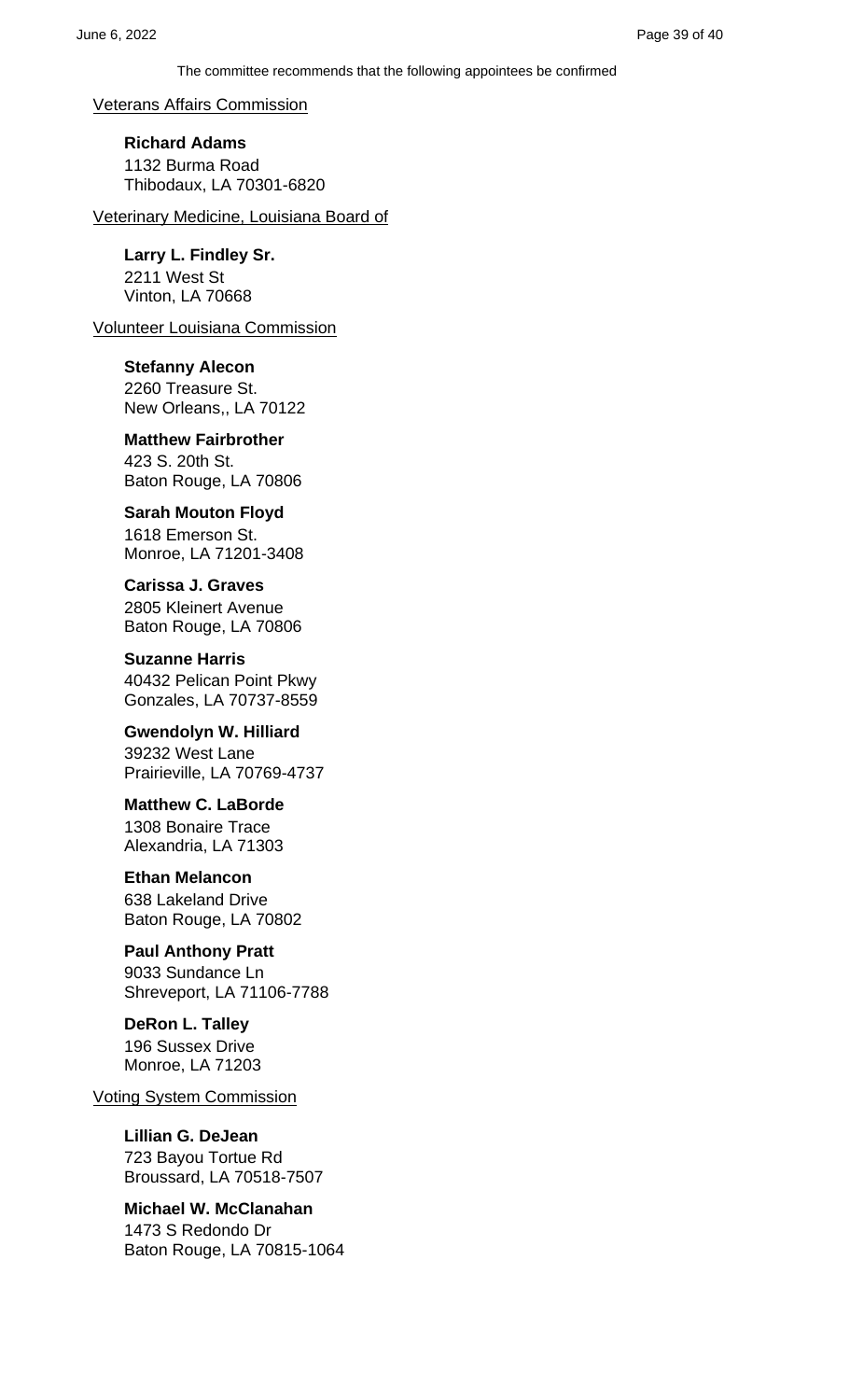The committee recommends that the following appointees be confirmed

Veterans Affairs Commission

**Richard Adams**
1132 Burma Road
Thibodaux, LA 70301-6820

Veterinary Medicine, Louisiana Board of

**Larry L. Findley Sr.**
2211 West St
Vinton, LA 70668

Volunteer Louisiana Commission

**Stefanny Alecon**
2260 Treasure St.
New Orleans,, LA 70122

**Matthew Fairbrother**
423 S. 20th St.
Baton Rouge, LA 70806

**Sarah Mouton Floyd**
1618 Emerson St.
Monroe, LA 71201-3408

**Carissa J. Graves**
2805 Kleinert Avenue
Baton Rouge, LA 70806

**Suzanne Harris**
40432 Pelican Point Pkwy
Gonzales, LA 70737-8559

**Gwendolyn W. Hilliard**
39232 West Lane
Prairieville, LA 70769-4737

**Matthew C. LaBorde**
1308 Bonaire Trace
Alexandria, LA 71303

**Ethan Melancon**
638 Lakeland Drive
Baton Rouge, LA 70802

**Paul Anthony Pratt**
9033 Sundance Ln
Shreveport, LA 71106-7788

**DeRon L. Talley**
196 Sussex Drive
Monroe, LA 71203

Voting System Commission

**Lillian G. DeJean**
723 Bayou Tortue Rd
Broussard, LA 70518-7507

**Michael W. McClanahan**
1473 S Redondo Dr
Baton Rouge, LA 70815-1064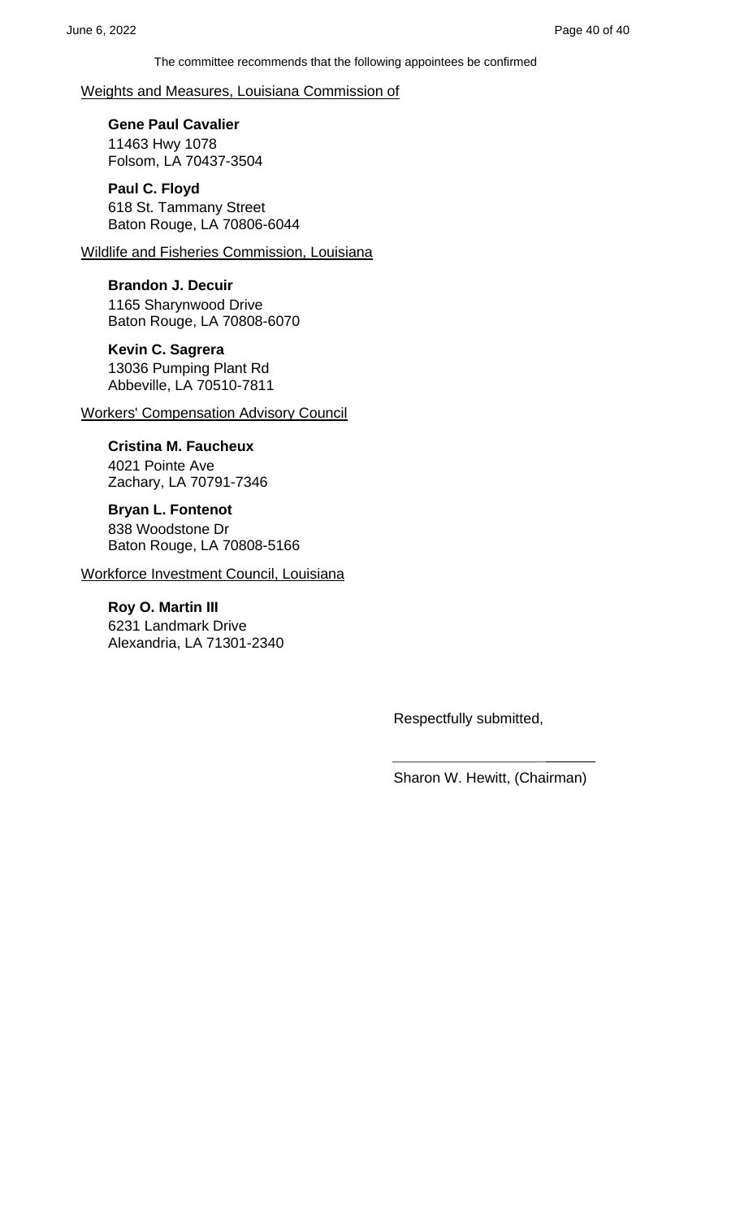The committee recommends that the following appointees be confirmed

Weights and Measures, Louisiana Commission of

**Gene Paul Cavalier**
11463 Hwy 1078
Folsom, LA 70437-3504

**Paul C. Floyd**
618 St. Tammany Street
Baton Rouge, LA 70806-6044

Wildlife and Fisheries Commission, Louisiana

**Brandon J. Decuir**
1165 Sharynwood Drive
Baton Rouge, LA 70808-6070

**Kevin C. Sagrera**
13036 Pumping Plant Rd
Abbeville, LA 70510-7811

Workers' Compensation Advisory Council

**Cristina M. Faucheux**
4021 Pointe Ave
Zachary, LA 70791-7346

**Bryan L. Fontenot**
838 Woodstone Dr
Baton Rouge, LA 70808-5166

Workforce Investment Council, Louisiana

**Roy O. Martin III**
6231 Landmark Drive
Alexandria, LA 71301-2340

Respectfully submitted,

Sharon W. Hewitt, (Chairman)